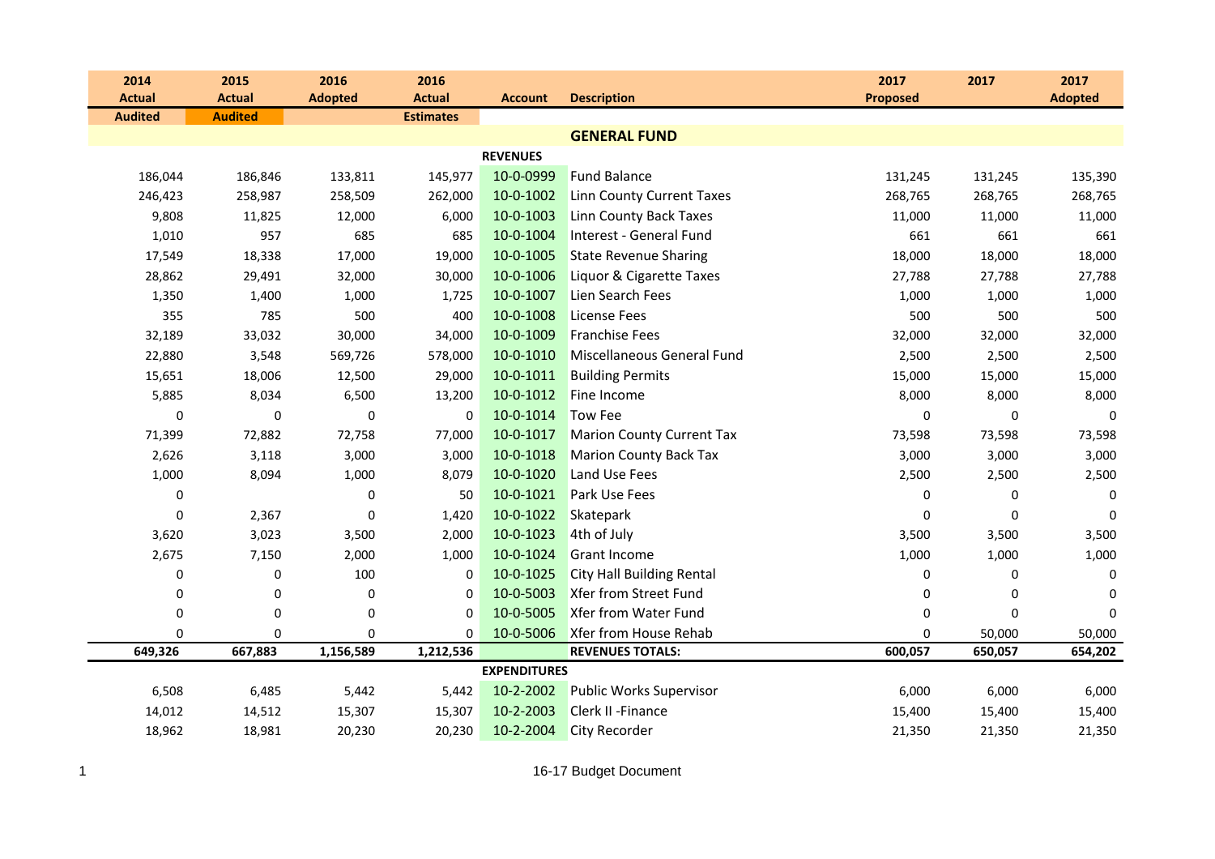| 2014 Actual | 2015 Actual | 2016 Adopted | 2016 Actual | Account | Description | 2017 Proposed | 2017 | 2017 Adopted |
|---|---|---|---|---|---|---|---|---|
| Audited | Audited | | Estimates | | | | | |
| | | | | | **GENERAL FUND** | | | |
| | | | | **REVENUES** | | | | |
| 186,044 | 186,846 | 133,811 | 145,977 | 10-0-0999 | Fund Balance | 131,245 | 131,245 | 135,390 |
| 246,423 | 258,987 | 258,509 | 262,000 | 10-0-1002 | Linn County Current Taxes | 268,765 | 268,765 | 268,765 |
| 9,808 | 11,825 | 12,000 | 6,000 | 10-0-1003 | Linn County Back Taxes | 11,000 | 11,000 | 11,000 |
| 1,010 | 957 | 685 | 685 | 10-0-1004 | Interest - General Fund | 661 | 661 | 661 |
| 17,549 | 18,338 | 17,000 | 19,000 | 10-0-1005 | State Revenue Sharing | 18,000 | 18,000 | 18,000 |
| 28,862 | 29,491 | 32,000 | 30,000 | 10-0-1006 | Liquor & Cigarette Taxes | 27,788 | 27,788 | 27,788 |
| 1,350 | 1,400 | 1,000 | 1,725 | 10-0-1007 | Lien Search Fees | 1,000 | 1,000 | 1,000 |
| 355 | 785 | 500 | 400 | 10-0-1008 | License Fees | 500 | 500 | 500 |
| 32,189 | 33,032 | 30,000 | 34,000 | 10-0-1009 | Franchise Fees | 32,000 | 32,000 | 32,000 |
| 22,880 | 3,548 | 569,726 | 578,000 | 10-0-1010 | Miscellaneous General Fund | 2,500 | 2,500 | 2,500 |
| 15,651 | 18,006 | 12,500 | 29,000 | 10-0-1011 | Building Permits | 15,000 | 15,000 | 15,000 |
| 5,885 | 8,034 | 6,500 | 13,200 | 10-0-1012 | Fine Income | 8,000 | 8,000 | 8,000 |
| 0 | 0 | 0 | 0 | 10-0-1014 | Tow Fee | 0 | 0 | 0 |
| 71,399 | 72,882 | 72,758 | 77,000 | 10-0-1017 | Marion County Current Tax | 73,598 | 73,598 | 73,598 |
| 2,626 | 3,118 | 3,000 | 3,000 | 10-0-1018 | Marion County Back Tax | 3,000 | 3,000 | 3,000 |
| 1,000 | 8,094 | 1,000 | 8,079 | 10-0-1020 | Land Use Fees | 2,500 | 2,500 | 2,500 |
| 0 | | 0 | 50 | 10-0-1021 | Park Use Fees | 0 | 0 | 0 |
| 0 | 2,367 | 0 | 1,420 | 10-0-1022 | Skatepark | 0 | 0 | 0 |
| 3,620 | 3,023 | 3,500 | 2,000 | 10-0-1023 | 4th of July | 3,500 | 3,500 | 3,500 |
| 2,675 | 7,150 | 2,000 | 1,000 | 10-0-1024 | Grant Income | 1,000 | 1,000 | 1,000 |
| 0 | 0 | 100 | 0 | 10-0-1025 | City Hall Building Rental | 0 | 0 | 0 |
| 0 | 0 | 0 | 0 | 10-0-5003 | Xfer from Street Fund | 0 | 0 | 0 |
| 0 | 0 | 0 | 0 | 10-0-5005 | Xfer from Water Fund | 0 | 0 | 0 |
| 0 | 0 | 0 | 0 | 10-0-5006 | Xfer from House Rehab | 0 | 50,000 | 50,000 |
| **649,326** | **667,883** | **1,156,589** | **1,212,536** | | **REVENUES TOTALS:** | **600,057** | **650,057** | **654,202** |
| | | | | **EXPENDITURES** | | | | |
| 6,508 | 6,485 | 5,442 | 5,442 | 10-2-2002 | Public Works Supervisor | 6,000 | 6,000 | 6,000 |
| 14,012 | 14,512 | 15,307 | 15,307 | 10-2-2003 | Clerk II -Finance | 15,400 | 15,400 | 15,400 |
| 18,962 | 18,981 | 20,230 | 20,230 | 10-2-2004 | City Recorder | 21,350 | 21,350 | 21,350 |

16-17 Budget Document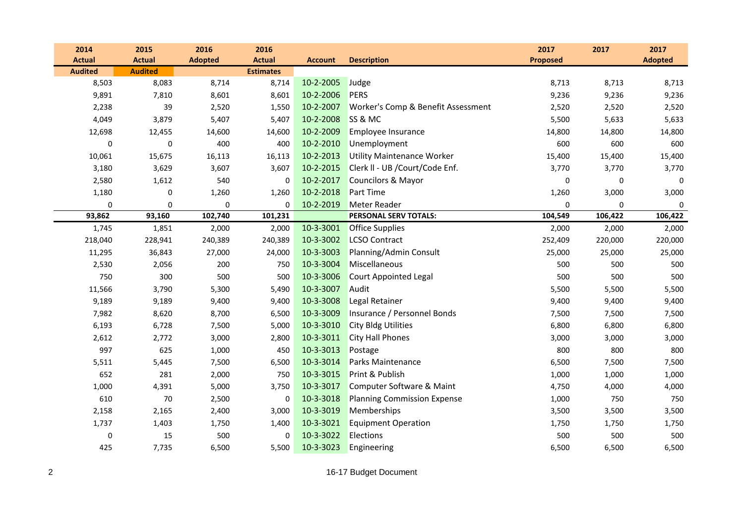| 2014 Actual | 2015 Actual | 2016 Adopted | 2016 Actual | Account | Description | 2017 Proposed | 2017 | 2017 Adopted |
|---|---|---|---|---|---|---|---|---|
| Audited | Audited | | Estimates | | | | | |
| 8,503 | 8,083 | 8,714 | 8,714 | 10-2-2005 | Judge | 8,713 | 8,713 | 8,713 |
| 9,891 | 7,810 | 8,601 | 8,601 | 10-2-2006 | PERS | 9,236 | 9,236 | 9,236 |
| 2,238 | 39 | 2,520 | 1,550 | 10-2-2007 | Worker's Comp & Benefit Assessment | 2,520 | 2,520 | 2,520 |
| 4,049 | 3,879 | 5,407 | 5,407 | 10-2-2008 | SS & MC | 5,500 | 5,633 | 5,633 |
| 12,698 | 12,455 | 14,600 | 14,600 | 10-2-2009 | Employee Insurance | 14,800 | 14,800 | 14,800 |
| 0 | 0 | 400 | 400 | 10-2-2010 | Unemployment | 600 | 600 | 600 |
| 10,061 | 15,675 | 16,113 | 16,113 | 10-2-2013 | Utility Maintenance Worker | 15,400 | 15,400 | 15,400 |
| 3,180 | 3,629 | 3,607 | 3,607 | 10-2-2015 | Clerk ll - UB /Court/Code Enf. | 3,770 | 3,770 | 3,770 |
| 2,580 | 1,612 | 540 | 0 | 10-2-2017 | Councilors & Mayor | 0 | 0 | 0 |
| 1,180 | 0 | 1,260 | 1,260 | 10-2-2018 | Part Time | 1,260 | 3,000 | 3,000 |
| 0 | 0 | 0 | 0 | 10-2-2019 | Meter Reader | 0 | 0 | 0 |
| **93,862** | **93,160** | **102,740** | **101,231** | | **PERSONAL SERV TOTALS:** | **104,549** | **106,422** | **106,422** |
| 1,745 | 1,851 | 2,000 | 2,000 | 10-3-3001 | Office Supplies | 2,000 | 2,000 | 2,000 |
| 218,040 | 228,941 | 240,389 | 240,389 | 10-3-3002 | LCSO Contract | 252,409 | 220,000 | 220,000 |
| 11,295 | 36,843 | 27,000 | 24,000 | 10-3-3003 | Planning/Admin Consult | 25,000 | 25,000 | 25,000 |
| 2,530 | 2,056 | 200 | 750 | 10-3-3004 | Miscellaneous | 500 | 500 | 500 |
| 750 | 300 | 500 | 500 | 10-3-3006 | Court Appointed Legal | 500 | 500 | 500 |
| 11,566 | 3,790 | 5,300 | 5,490 | 10-3-3007 | Audit | 5,500 | 5,500 | 5,500 |
| 9,189 | 9,189 | 9,400 | 9,400 | 10-3-3008 | Legal Retainer | 9,400 | 9,400 | 9,400 |
| 7,982 | 8,620 | 8,700 | 6,500 | 10-3-3009 | Insurance / Personnel Bonds | 7,500 | 7,500 | 7,500 |
| 6,193 | 6,728 | 7,500 | 5,000 | 10-3-3010 | City Bldg Utilities | 6,800 | 6,800 | 6,800 |
| 2,612 | 2,772 | 3,000 | 2,800 | 10-3-3011 | City Hall Phones | 3,000 | 3,000 | 3,000 |
| 997 | 625 | 1,000 | 450 | 10-3-3013 | Postage | 800 | 800 | 800 |
| 5,511 | 5,445 | 7,500 | 6,500 | 10-3-3014 | Parks Maintenance | 6,500 | 7,500 | 7,500 |
| 652 | 281 | 2,000 | 750 | 10-3-3015 | Print & Publish | 1,000 | 1,000 | 1,000 |
| 1,000 | 4,391 | 5,000 | 3,750 | 10-3-3017 | Computer Software & Maint | 4,750 | 4,000 | 4,000 |
| 610 | 70 | 2,500 | 0 | 10-3-3018 | Planning Commission Expense | 1,000 | 750 | 750 |
| 2,158 | 2,165 | 2,400 | 3,000 | 10-3-3019 | Memberships | 3,500 | 3,500 | 3,500 |
| 1,737 | 1,403 | 1,750 | 1,400 | 10-3-3021 | Equipment Operation | 1,750 | 1,750 | 1,750 |
| 0 | 15 | 500 | 0 | 10-3-3022 | Elections | 500 | 500 | 500 |
| 425 | 7,735 | 6,500 | 5,500 | 10-3-3023 | Engineering | 6,500 | 6,500 | 6,500 |

16-17 Budget Document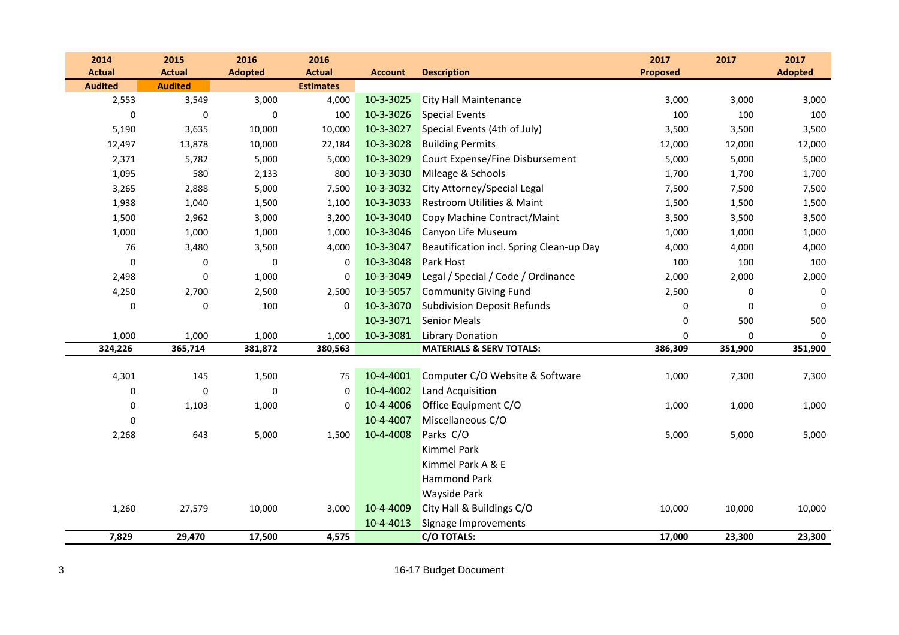| 2014 Actual Audited | 2015 Actual Audited | 2016 Adopted | 2016 Actual Estimates | Account | Description | 2017 Proposed | 2017 | 2017 Adopted |
|---|---|---|---|---|---|---|---|---|
| 2,553 | 3,549 | 3,000 | 4,000 | 10-3-3025 | City Hall Maintenance | 3,000 | 3,000 | 3,000 |
| 0 | 0 | 0 | 100 | 10-3-3026 | Special Events | 100 | 100 | 100 |
| 5,190 | 3,635 | 10,000 | 10,000 | 10-3-3027 | Special Events (4th of July) | 3,500 | 3,500 | 3,500 |
| 12,497 | 13,878 | 10,000 | 22,184 | 10-3-3028 | Building Permits | 12,000 | 12,000 | 12,000 |
| 2,371 | 5,782 | 5,000 | 5,000 | 10-3-3029 | Court Expense/Fine Disbursement | 5,000 | 5,000 | 5,000 |
| 1,095 | 580 | 2,133 | 800 | 10-3-3030 | Mileage & Schools | 1,700 | 1,700 | 1,700 |
| 3,265 | 2,888 | 5,000 | 7,500 | 10-3-3032 | City Attorney/Special Legal | 7,500 | 7,500 | 7,500 |
| 1,938 | 1,040 | 1,500 | 1,100 | 10-3-3033 | Restroom Utilities & Maint | 1,500 | 1,500 | 1,500 |
| 1,500 | 2,962 | 3,000 | 3,200 | 10-3-3040 | Copy Machine Contract/Maint | 3,500 | 3,500 | 3,500 |
| 1,000 | 1,000 | 1,000 | 1,000 | 10-3-3046 | Canyon Life Museum | 1,000 | 1,000 | 1,000 |
| 76 | 3,480 | 3,500 | 4,000 | 10-3-3047 | Beautification incl. Spring Clean-up Day | 4,000 | 4,000 | 4,000 |
| 0 | 0 | 0 | 0 | 10-3-3048 | Park Host | 100 | 100 | 100 |
| 2,498 | 0 | 1,000 | 0 | 10-3-3049 | Legal / Special / Code / Ordinance | 2,000 | 2,000 | 2,000 |
| 4,250 | 2,700 | 2,500 | 2,500 | 10-3-5057 | Community Giving Fund | 2,500 | 0 | 0 |
| 0 | 0 | 100 | 0 | 10-3-3070 | Subdivision Deposit Refunds | 0 | 0 | 0 |
| | | | | 10-3-3071 | Senior Meals | 0 | 500 | 500 |
| 1,000 | 1,000 | 1,000 | 1,000 | 10-3-3081 | Library Donation | 0 | 0 | 0 |
| **324,226** | **365,714** | **381,872** | **380,563** | | **MATERIALS & SERV TOTALS:** | **386,309** | **351,900** | **351,900** |
| | | | | | | | | |
| 4,301 | 145 | 1,500 | 75 | 10-4-4001 | Computer C/O Website & Software | 1,000 | 7,300 | 7,300 |
| 0 | 0 | 0 | 0 | 10-4-4002 | Land Acquisition | | | |
| 0 | 1,103 | 1,000 | 0 | 10-4-4006 | Office Equipment C/O | 1,000 | 1,000 | 1,000 |
| 0 | | | | 10-4-4007 | Miscellaneous C/O | | | |
| 2,268 | 643 | 5,000 | 1,500 | 10-4-4008 | Parks C/O | 5,000 | 5,000 | 5,000 |
| | | | | | Kimmel Park | | | |
| | | | | | Kimmel Park A & E | | | |
| | | | | | Hammond Park | | | |
| | | | | | Wayside Park | | | |
| 1,260 | 27,579 | 10,000 | 3,000 | 10-4-4009 | City Hall & Buildings C/O | 10,000 | 10,000 | 10,000 |
| | | | | 10-4-4013 | Signage Improvements | | | |
| **7,829** | **29,470** | **17,500** | **4,575** | | **C/O TOTALS:** | **17,000** | **23,300** | **23,300** |

16-17 Budget Document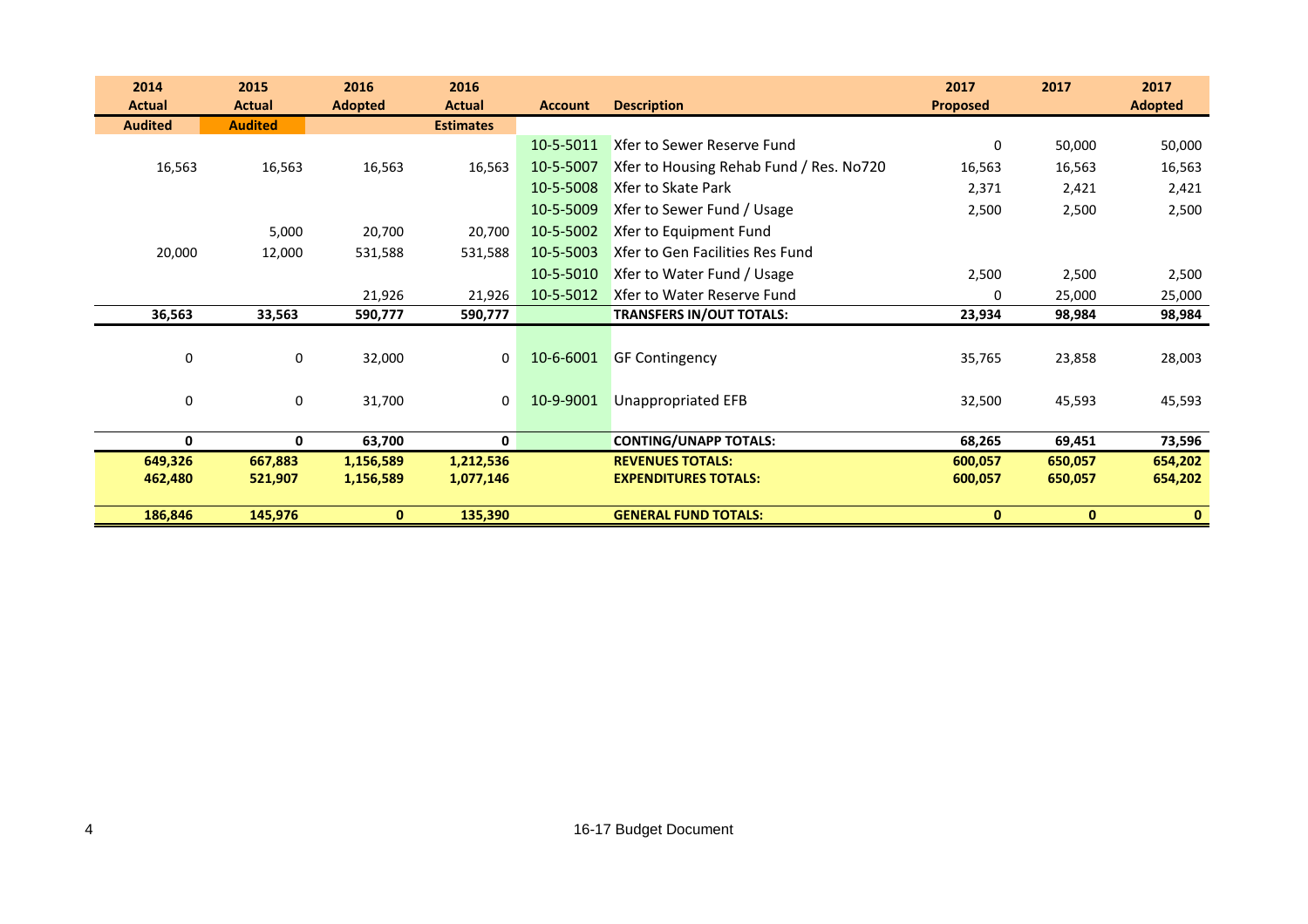| 2014 Actual | 2015 Actual | 2016 Adopted | 2016 Actual | Account | Description | 2017 Proposed | 2017 | 2017 Adopted |
|---|---|---|---|---|---|---|---|---|
| Audited | Audited | | Estimates | | | | | |
| | | | | 10-5-5011 | Xfer to Sewer Reserve Fund | 0 | 50,000 | 50,000 |
| 16,563 | 16,563 | 16,563 | 16,563 | 10-5-5007 | Xfer to Housing Rehab Fund / Res. No720 | 16,563 | 16,563 | 16,563 |
| | | | | 10-5-5008 | Xfer to Skate Park | 2,371 | 2,421 | 2,421 |
| | | | | 10-5-5009 | Xfer to Sewer Fund / Usage | 2,500 | 2,500 | 2,500 |
| | 5,000 | 20,700 | 20,700 | 10-5-5002 | Xfer to Equipment Fund | | | |
| 20,000 | 12,000 | 531,588 | 531,588 | 10-5-5003 | Xfer to Gen Facilities Res Fund | | | |
| | | | | 10-5-5010 | Xfer to Water Fund / Usage | 2,500 | 2,500 | 2,500 |
| | | 21,926 | 21,926 | 10-5-5012 | Xfer to Water Reserve Fund | 0 | 25,000 | 25,000 |
| **36,563** | **33,563** | **590,777** | **590,777** | | **TRANSFERS IN/OUT TOTALS:** | **23,934** | **98,984** | **98,984** |
| 0 | 0 | 32,000 | 0 | 10-6-6001 | GF Contingency | 35,765 | 23,858 | 28,003 |
| 0 | 0 | 31,700 | 0 | 10-9-9001 | Unappropriated EFB | 32,500 | 45,593 | 45,593 |
| **0** | **0** | **63,700** | **0** | | **CONTING/UNAPP TOTALS:** | **68,265** | **69,451** | **73,596** |
| **649,326** | **667,883** | **1,156,589** | **1,212,536** | | **REVENUES TOTALS:** | **600,057** | **650,057** | **654,202** |
| **462,480** | **521,907** | **1,156,589** | **1,077,146** | | **EXPENDITURES TOTALS:** | **600,057** | **650,057** | **654,202** |
| **186,846** | **145,976** | **0** | **135,390** | | **GENERAL FUND TOTALS:** | **0** | **0** | **0** |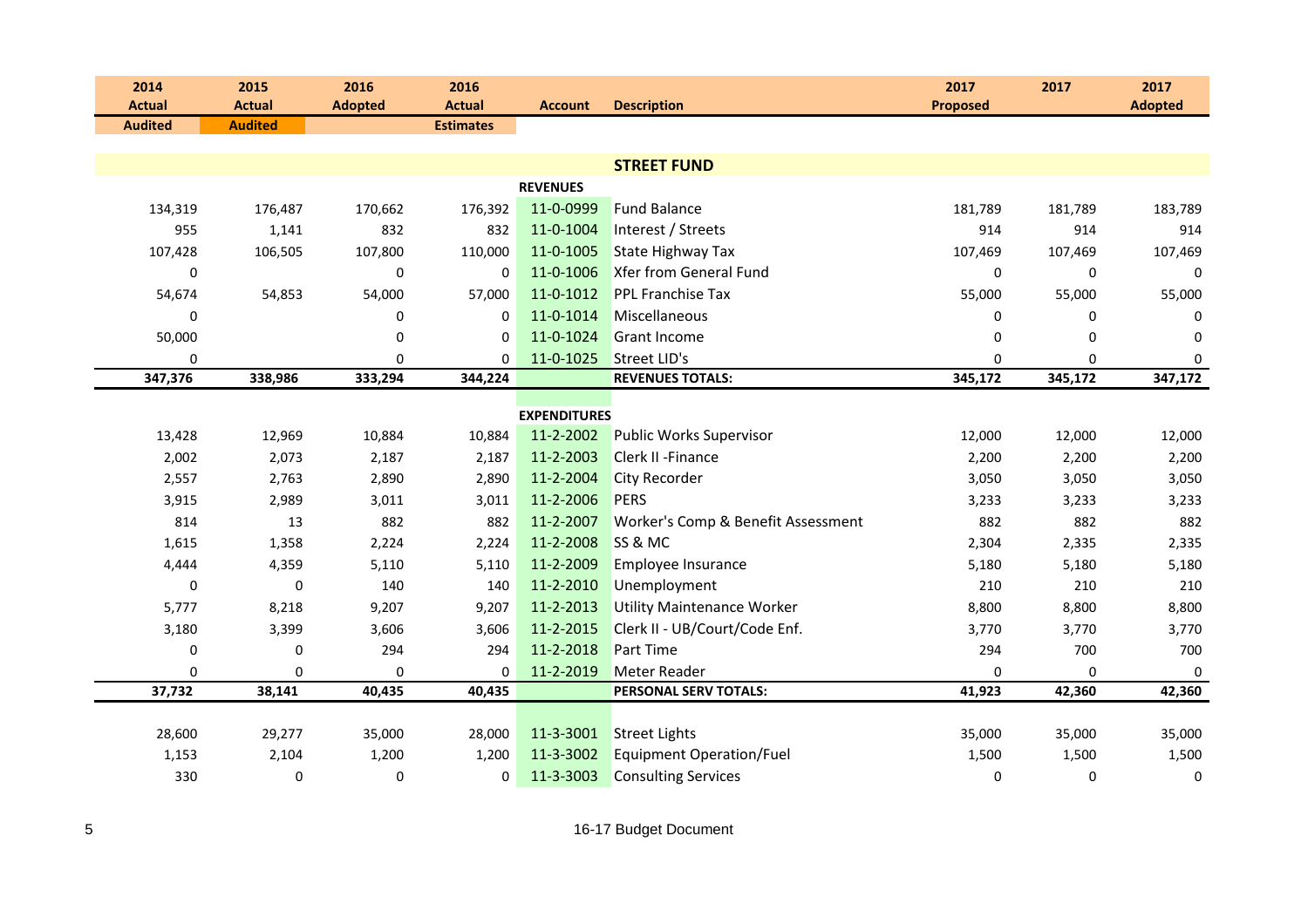| 2014 Actual | 2015 Actual | 2016 Adopted | 2016 Actual | Account | Description | 2017 Proposed | 2017 | 2017 Adopted |
|---|---|---|---|---|---|---|---|---|
| Audited | Audited | | Estimates | | | | | |
| | | | | | **STREET FUND** | | | |
| | | | | **REVENUES** | | | | |
| 134,319 | 176,487 | 170,662 | 176,392 | 11-0-0999 | Fund Balance | 181,789 | 181,789 | 183,789 |
| 955 | 1,141 | 832 | 832 | 11-0-1004 | Interest / Streets | 914 | 914 | 914 |
| 107,428 | 106,505 | 107,800 | 110,000 | 11-0-1005 | State Highway Tax | 107,469 | 107,469 | 107,469 |
| 0 | | 0 | 0 | 11-0-1006 | Xfer from General Fund | 0 | 0 | 0 |
| 54,674 | 54,853 | 54,000 | 57,000 | 11-0-1012 | PPL Franchise Tax | 55,000 | 55,000 | 55,000 |
| 0 | | 0 | 0 | 11-0-1014 | Miscellaneous | 0 | 0 | 0 |
| 50,000 | | 0 | 0 | 11-0-1024 | Grant Income | 0 | 0 | 0 |
| 0 | | 0 | 0 | 11-0-1025 | Street LID's | 0 | 0 | 0 |
| **347,376** | **338,986** | **333,294** | **344,224** | | **REVENUES TOTALS:** | **345,172** | **345,172** | **347,172** |
| | | | | **EXPENDITURES** | | | | |
| 13,428 | 12,969 | 10,884 | 10,884 | 11-2-2002 | Public Works Supervisor | 12,000 | 12,000 | 12,000 |
| 2,002 | 2,073 | 2,187 | 2,187 | 11-2-2003 | Clerk II -Finance | 2,200 | 2,200 | 2,200 |
| 2,557 | 2,763 | 2,890 | 2,890 | 11-2-2004 | City Recorder | 3,050 | 3,050 | 3,050 |
| 3,915 | 2,989 | 3,011 | 3,011 | 11-2-2006 | PERS | 3,233 | 3,233 | 3,233 |
| 814 | 13 | 882 | 882 | 11-2-2007 | Worker's Comp & Benefit Assessment | 882 | 882 | 882 |
| 1,615 | 1,358 | 2,224 | 2,224 | 11-2-2008 | SS & MC | 2,304 | 2,335 | 2,335 |
| 4,444 | 4,359 | 5,110 | 5,110 | 11-2-2009 | Employee Insurance | 5,180 | 5,180 | 5,180 |
| 0 | 0 | 140 | 140 | 11-2-2010 | Unemployment | 210 | 210 | 210 |
| 5,777 | 8,218 | 9,207 | 9,207 | 11-2-2013 | Utility Maintenance Worker | 8,800 | 8,800 | 8,800 |
| 3,180 | 3,399 | 3,606 | 3,606 | 11-2-2015 | Clerk II - UB/Court/Code Enf. | 3,770 | 3,770 | 3,770 |
| 0 | 0 | 294 | 294 | 11-2-2018 | Part Time | 294 | 700 | 700 |
| 0 | 0 | 0 | 0 | 11-2-2019 | Meter Reader | 0 | 0 | 0 |
| **37,732** | **38,141** | **40,435** | **40,435** | | **PERSONAL SERV TOTALS:** | **41,923** | **42,360** | **42,360** |
| 28,600 | 29,277 | 35,000 | 28,000 | 11-3-3001 | Street Lights | 35,000 | 35,000 | 35,000 |
| 1,153 | 2,104 | 1,200 | 1,200 | 11-3-3002 | Equipment Operation/Fuel | 1,500 | 1,500 | 1,500 |
| 330 | 0 | 0 | 0 | 11-3-3003 | Consulting Services | 0 | 0 | 0 |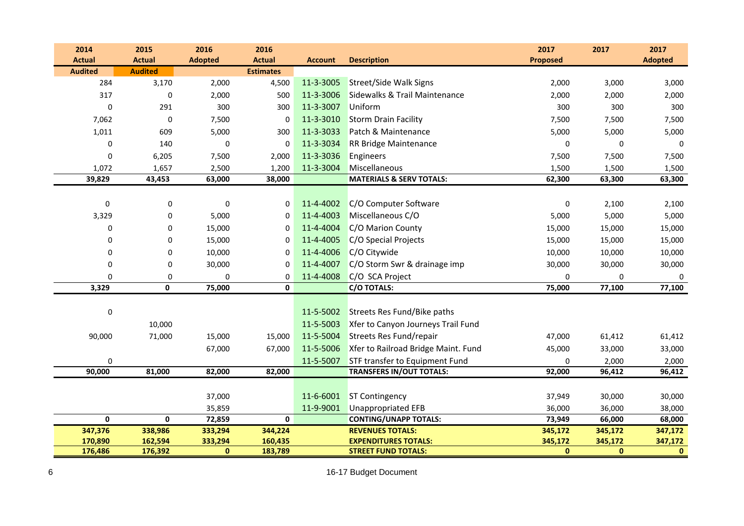| 2014 Actual Audited | 2015 Actual Audited | 2016 Adopted | 2016 Actual Estimates | Account | Description | 2017 Proposed | 2017 | 2017 Adopted |
|---|---|---|---|---|---|---|---|---|
| 284 | 3,170 | 2,000 | 4,500 | 11-3-3005 | Street/Side Walk Signs | 2,000 | 3,000 | 3,000 |
| 317 | 0 | 2,000 | 500 | 11-3-3006 | Sidewalks & Trail Maintenance | 2,000 | 2,000 | 2,000 |
| 0 | 291 | 300 | 300 | 11-3-3007 | Uniform | 300 | 300 | 300 |
| 7,062 | 0 | 7,500 | 0 | 11-3-3010 | Storm Drain Facility | 7,500 | 7,500 | 7,500 |
| 1,011 | 609 | 5,000 | 300 | 11-3-3033 | Patch & Maintenance | 5,000 | 5,000 | 5,000 |
| 0 | 140 | 0 | 0 | 11-3-3034 | RR Bridge Maintenance | 0 | 0 | 0 |
| 0 | 6,205 | 7,500 | 2,000 | 11-3-3036 | Engineers | 7,500 | 7,500 | 7,500 |
| 1,072 | 1,657 | 2,500 | 1,200 | 11-3-3004 | Miscellaneous | 1,500 | 1,500 | 1,500 |
| **39,829** | **43,453** | **63,000** | **38,000** | | **MATERIALS & SERV TOTALS:** | **62,300** | **63,300** | **63,300** |
| | | | | | | | | |
| 0 | 0 | 0 | 0 | 11-4-4002 | C/O Computer Software | 0 | 2,100 | 2,100 |
| 3,329 | 0 | 5,000 | 0 | 11-4-4003 | Miscellaneous C/O | 5,000 | 5,000 | 5,000 |
| 0 | 0 | 15,000 | 0 | 11-4-4004 | C/O Marion County | 15,000 | 15,000 | 15,000 |
| 0 | 0 | 15,000 | 0 | 11-4-4005 | C/O Special Projects | 15,000 | 15,000 | 15,000 |
| 0 | 0 | 10,000 | 0 | 11-4-4006 | C/O Citywide | 10,000 | 10,000 | 10,000 |
| 0 | 0 | 30,000 | 0 | 11-4-4007 | C/O Storm Swr & drainage imp | 30,000 | 30,000 | 30,000 |
| 0 | 0 | 0 | 0 | 11-4-4008 | C/O SCA Project | 0 | 0 | 0 |
| **3,329** | **0** | **75,000** | **0** | | **C/O TOTALS:** | **75,000** | **77,100** | **77,100** |
| | | | | | | | | |
| 0 | | | | 11-5-5002 | Streets Res Fund/Bike paths | | | |
| | 10,000 | | | 11-5-5003 | Xfer to Canyon Journeys Trail Fund | | | |
| 90,000 | 71,000 | 15,000 | 15,000 | 11-5-5004 | Streets Res Fund/repair | 47,000 | 61,412 | 61,412 |
| | | 67,000 | 67,000 | 11-5-5006 | Xfer to Railroad Bridge Maint. Fund | 45,000 | 33,000 | 33,000 |
| 0 | | | | 11-5-5007 | STF transfer to Equipment Fund | 0 | 2,000 | 2,000 |
| **90,000** | **81,000** | **82,000** | **82,000** | | **TRANSFERS IN/OUT TOTALS:** | **92,000** | **96,412** | **96,412** |
| | | | | | | | | |
| | | 37,000 | | 11-6-6001 | ST Contingency | 37,949 | 30,000 | 30,000 |
| | | 35,859 | | 11-9-9001 | Unappropriated EFB | 36,000 | 36,000 | 38,000 |
| **0** | **0** | **72,859** | **0** | | **CONTING/UNAPP TOTALS:** | **73,949** | **66,000** | **68,000** |
| **347,376** | **338,986** | **333,294** | **344,224** | | **REVENUES TOTALS:** | **345,172** | **345,172** | **347,172** |
| **170,890** | **162,594** | **333,294** | **160,435** | | **EXPENDITURES TOTALS:** | **345,172** | **345,172** | **347,172** |
| **176,486** | **176,392** | **0** | **183,789** | | **STREET FUND TOTALS:** | **0** | **0** | **0** |

16-17 Budget Document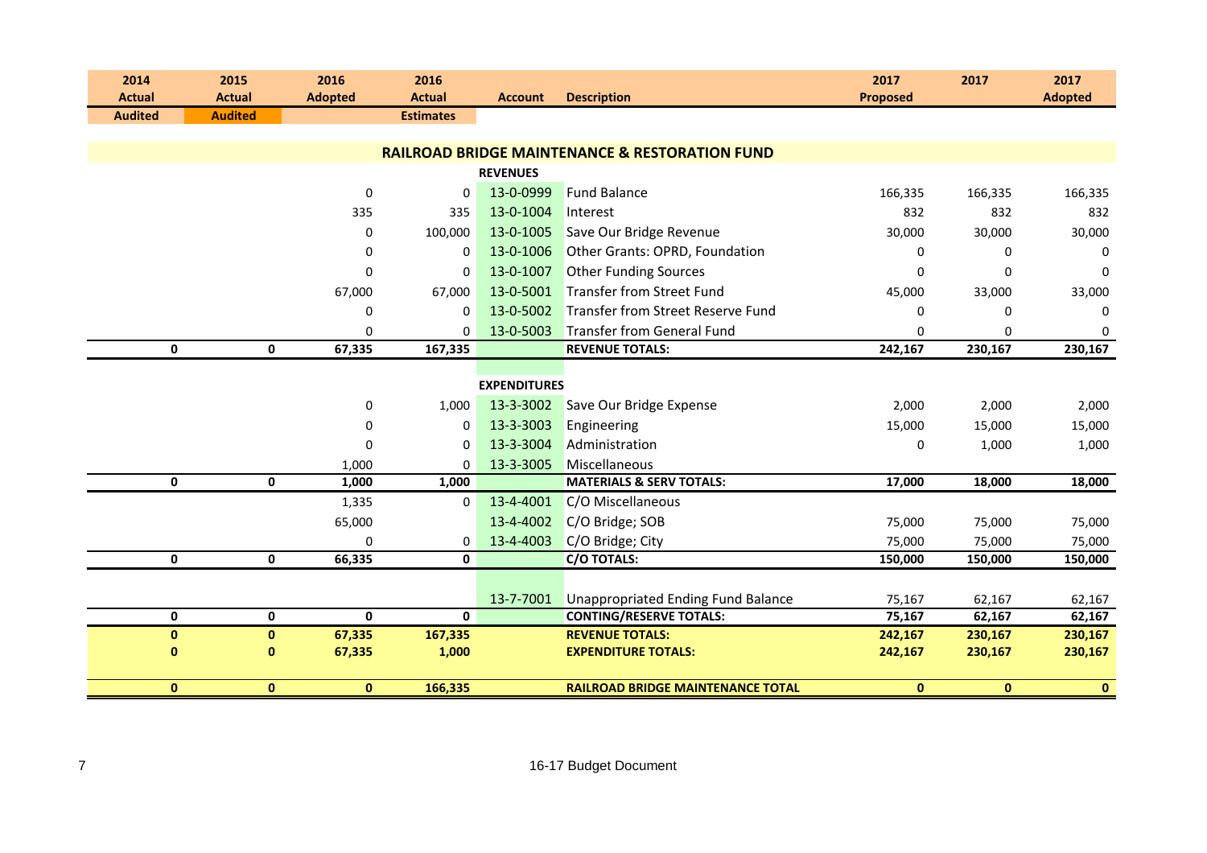| 2014 Actual Audited | 2015 Actual Audited | 2016 Adopted | 2016 Actual Estimates | Account | Description | 2017 Proposed | 2017 | 2017 Adopted |
|---|---|---|---|---|---|---|---|---|
| | | | | | **RAILROAD BRIDGE MAINTENANCE & RESTORATION FUND** | | | |
| | | | | **REVENUES** | | | | |
| | | 0 | 0 | 13-0-0999 | Fund Balance | 166,335 | 166,335 | 166,335 |
| | | 335 | 335 | 13-0-1004 | Interest | 832 | 832 | 832 |
| | | 0 | 100,000 | 13-0-1005 | Save Our Bridge Revenue | 30,000 | 30,000 | 30,000 |
| | | 0 | 0 | 13-0-1006 | Other Grants: OPRD, Foundation | 0 | 0 | 0 |
| | | 0 | 0 | 13-0-1007 | Other Funding Sources | 0 | 0 | 0 |
| | | 67,000 | 67,000 | 13-0-5001 | Transfer from Street Fund | 45,000 | 33,000 | 33,000 |
| | | 0 | 0 | 13-0-5002 | Transfer from Street Reserve Fund | 0 | 0 | 0 |
| | | 0 | 0 | 13-0-5003 | Transfer from General Fund | 0 | 0 | 0 |
| **0** | **0** | **67,335** | **167,335** | | **REVENUE TOTALS:** | **242,167** | **230,167** | **230,167** |
| | | | | **EXPENDITURES** | | | | |
| | | 0 | 1,000 | 13-3-3002 | Save Our Bridge Expense | 2,000 | 2,000 | 2,000 |
| | | 0 | 0 | 13-3-3003 | Engineering | 15,000 | 15,000 | 15,000 |
| | | 0 | 0 | 13-3-3004 | Administration | 0 | 1,000 | 1,000 |
| | | 1,000 | 0 | 13-3-3005 | Miscellaneous | | | |
| **0** | **0** | **1,000** | **1,000** | | **MATERIALS & SERV TOTALS:** | **17,000** | **18,000** | **18,000** |
| | | 1,335 | 0 | 13-4-4001 | C/O Miscellaneous | | | |
| | | 65,000 | | 13-4-4002 | C/O Bridge; SOB | 75,000 | 75,000 | 75,000 |
| | | 0 | 0 | 13-4-4003 | C/O Bridge; City | 75,000 | 75,000 | 75,000 |
| **0** | **0** | **66,335** | **0** | | **C/O TOTALS:** | **150,000** | **150,000** | **150,000** |
| | | | | 13-7-7001 | Unappropriated Ending Fund Balance | 75,167 | 62,167 | 62,167 |
| **0** | **0** | **0** | **0** | | **CONTING/RESERVE TOTALS:** | **75,167** | **62,167** | **62,167** |
| **0** | **0** | **67,335** | **167,335** | | **REVENUE TOTALS:** | **242,167** | **230,167** | **230,167** |
| **0** | **0** | **67,335** | **1,000** | | **EXPENDITURE TOTALS:** | **242,167** | **230,167** | **230,167** |
| **0** | **0** | **0** | **166,335** | | **RAILROAD BRIDGE MAINTENANCE TOTAL** | **0** | **0** | **0** |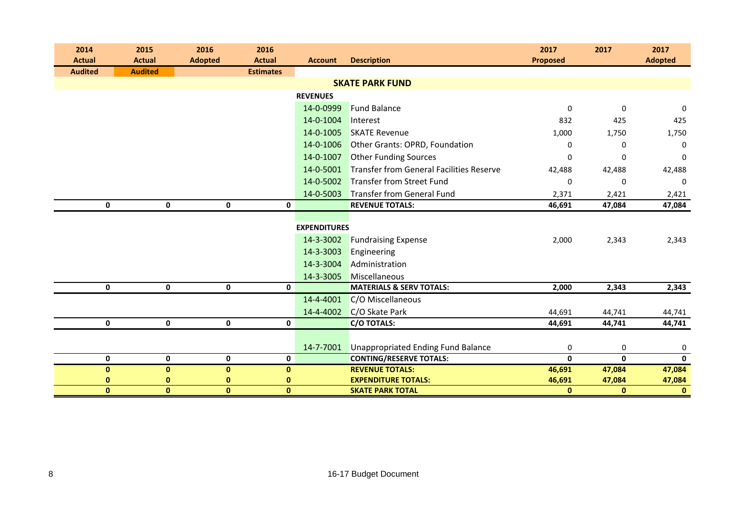| 2014 Actual | 2015 Actual | 2016 Adopted | 2016 Actual | Account | Description | 2017 Proposed | 2017 | 2017 Adopted |
|---|---|---|---|---|---|---|---|---|
| Audited | Audited | | Estimates | | | | | |
| | | | | | **SKATE PARK FUND** | | | |
| | | | | **REVENUES** | | | | |
| | | | | 14-0-0999 | Fund Balance | 0 | 0 | 0 |
| | | | | 14-0-1004 | Interest | 832 | 425 | 425 |
| | | | | 14-0-1005 | SKATE Revenue | 1,000 | 1,750 | 1,750 |
| | | | | 14-0-1006 | Other Grants: OPRD, Foundation | 0 | 0 | 0 |
| | | | | 14-0-1007 | Other Funding Sources | 0 | 0 | 0 |
| | | | | 14-0-5001 | Transfer from General Facilities Reserve | 42,488 | 42,488 | 42,488 |
| | | | | 14-0-5002 | Transfer from Street Fund | 0 | 0 | 0 |
| | | | | 14-0-5003 | Transfer from General Fund | 2,371 | 2,421 | 2,421 |
| **0** | **0** | **0** | **0** | | **REVENUE TOTALS:** | **46,691** | **47,084** | **47,084** |
| | | | | **EXPENDITURES** | | | | |
| | | | | 14-3-3002 | Fundraising Expense | 2,000 | 2,343 | 2,343 |
| | | | | 14-3-3003 | Engineering | | | |
| | | | | 14-3-3004 | Administration | | | |
| | | | | 14-3-3005 | Miscellaneous | | | |
| **0** | **0** | **0** | **0** | | **MATERIALS & SERV TOTALS:** | **2,000** | **2,343** | **2,343** |
| | | | | 14-4-4001 | C/O Miscellaneous | | | |
| | | | | 14-4-4002 | C/O Skate Park | 44,691 | 44,741 | 44,741 |
| **0** | **0** | **0** | **0** | | **C/O TOTALS:** | **44,691** | **44,741** | **44,741** |
| | | | | 14-7-7001 | Unappropriated Ending Fund Balance | 0 | 0 | 0 |
| **0** | **0** | **0** | **0** | | **CONTING/RESERVE TOTALS:** | **0** | **0** | **0** |
| **0** | **0** | **0** | **0** | | **REVENUE TOTALS:** | **46,691** | **47,084** | **47,084** |
| **0** | **0** | **0** | **0** | | **EXPENDITURE TOTALS:** | **46,691** | **47,084** | **47,084** |
| **0** | **0** | **0** | **0** | | **SKATE PARK TOTAL** | **0** | **0** | **0** |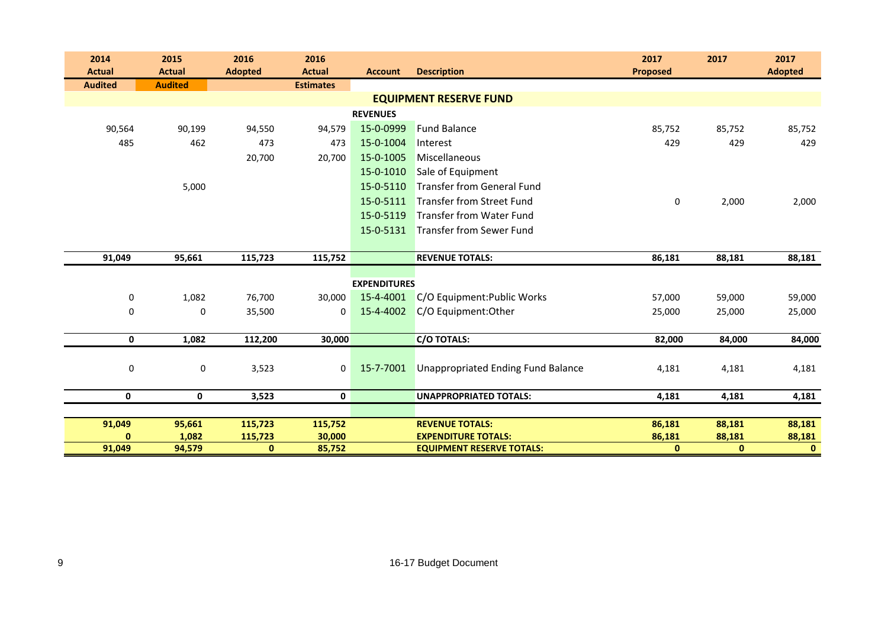| 2014 Actual | 2015 Actual | 2016 Adopted | 2016 Actual | Account | Description | 2017 Proposed | 2017 | 2017 Adopted |
|---|---|---|---|---|---|---|---|---|
| **Audited** | **Audited** | | **Estimates** | | | | | |
| | | | | | **EQUIPMENT RESERVE FUND** | | | |
| | | | | **REVENUES** | | | | |
| 90,564 | 90,199 | 94,550 | 94,579 | 15-0-0999 | Fund Balance | 85,752 | 85,752 | 85,752 |
| 485 | 462 | 473 | 473 | 15-0-1004 | Interest | 429 | 429 | 429 |
| | | 20,700 | 20,700 | 15-0-1005 | Miscellaneous | | | |
| | | | | 15-0-1010 | Sale of Equipment | | | |
| | 5,000 | | | 15-0-5110 | Transfer from General Fund | | | |
| | | | | 15-0-5111 | Transfer from Street Fund | 0 | 2,000 | 2,000 |
| | | | | 15-0-5119 | Transfer from Water Fund | | | |
| | | | | 15-0-5131 | Transfer from Sewer Fund | | | |
| **91,049** | **95,661** | **115,723** | **115,752** | | **REVENUE TOTALS:** | **86,181** | **88,181** | **88,181** |
| | | | | **EXPENDITURES** | | | | |
| 0 | 1,082 | 76,700 | 30,000 | 15-4-4001 | C/O Equipment:Public Works | 57,000 | 59,000 | 59,000 |
| 0 | 0 | 35,500 | 0 | 15-4-4002 | C/O Equipment:Other | 25,000 | 25,000 | 25,000 |
| **0** | **1,082** | **112,200** | **30,000** | | **C/O TOTALS:** | **82,000** | **84,000** | **84,000** |
| 0 | 0 | 3,523 | 0 | 15-7-7001 | Unappropriated Ending Fund Balance | 4,181 | 4,181 | 4,181 |
| **0** | **0** | **3,523** | **0** | | **UNAPPROPRIATED TOTALS:** | **4,181** | **4,181** | **4,181** |
| **91,049** | **95,661** | **115,723** | **115,752** | | **REVENUE TOTALS:** | **86,181** | **88,181** | **88,181** |
| **0** | **1,082** | **115,723** | **30,000** | | **EXPENDITURE TOTALS:** | **86,181** | **88,181** | **88,181** |
| **91,049** | **94,579** | **0** | **85,752** | | **EQUIPMENT RESERVE TOTALS:** | **0** | **0** | **0** |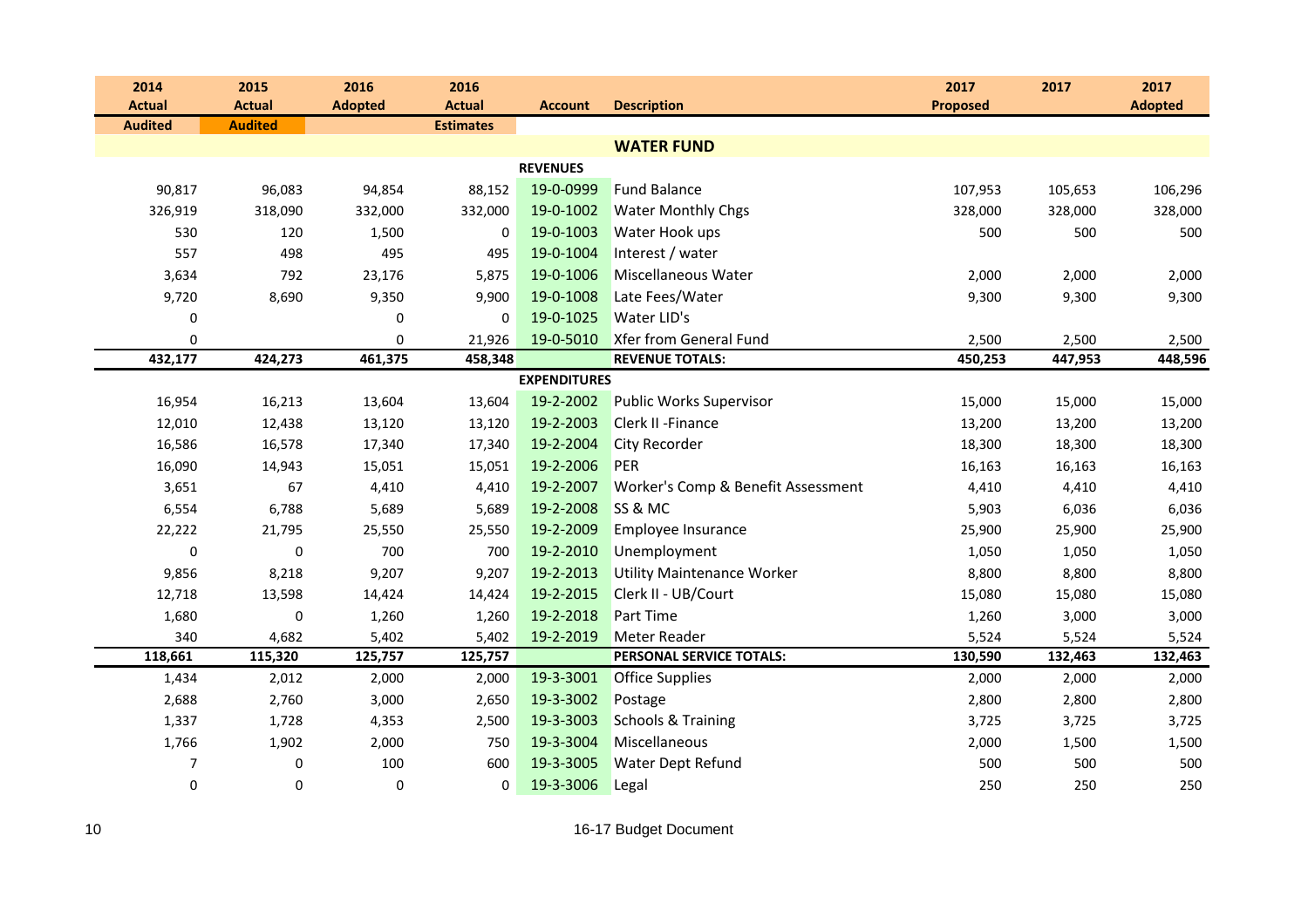| 2014 Actual Audited | 2015 Actual Audited | 2016 Adopted | 2016 Actual Estimates | Account | Description | 2017 Proposed | 2017 | 2017 Adopted |
|---|---|---|---|---|---|---|---|---|
| | | | | | **WATER FUND** | | | |
| | | | | **REVENUES** | | | | |
| 90,817 | 96,083 | 94,854 | 88,152 | 19-0-0999 | Fund Balance | 107,953 | 105,653 | 106,296 |
| 326,919 | 318,090 | 332,000 | 332,000 | 19-0-1002 | Water Monthly Chgs | 328,000 | 328,000 | 328,000 |
| 530 | 120 | 1,500 | 0 | 19-0-1003 | Water Hook ups | 500 | 500 | 500 |
| 557 | 498 | 495 | 495 | 19-0-1004 | Interest / water | | | |
| 3,634 | 792 | 23,176 | 5,875 | 19-0-1006 | Miscellaneous Water | 2,000 | 2,000 | 2,000 |
| 9,720 | 8,690 | 9,350 | 9,900 | 19-0-1008 | Late Fees/Water | 9,300 | 9,300 | 9,300 |
| 0 | | 0 | 0 | 19-0-1025 | Water LID's | | | |
| 0 | | 0 | 21,926 | 19-0-5010 | Xfer from General Fund | 2,500 | 2,500 | 2,500 |
| **432,177** | **424,273** | **461,375** | **458,348** | | **REVENUE TOTALS:** | **450,253** | **447,953** | **448,596** |
| | | | | **EXPENDITURES** | | | | |
| 16,954 | 16,213 | 13,604 | 13,604 | 19-2-2002 | Public Works Supervisor | 15,000 | 15,000 | 15,000 |
| 12,010 | 12,438 | 13,120 | 13,120 | 19-2-2003 | Clerk II -Finance | 13,200 | 13,200 | 13,200 |
| 16,586 | 16,578 | 17,340 | 17,340 | 19-2-2004 | City Recorder | 18,300 | 18,300 | 18,300 |
| 16,090 | 14,943 | 15,051 | 15,051 | 19-2-2006 | PER | 16,163 | 16,163 | 16,163 |
| 3,651 | 67 | 4,410 | 4,410 | 19-2-2007 | Worker's Comp & Benefit Assessment | 4,410 | 4,410 | 4,410 |
| 6,554 | 6,788 | 5,689 | 5,689 | 19-2-2008 | SS & MC | 5,903 | 6,036 | 6,036 |
| 22,222 | 21,795 | 25,550 | 25,550 | 19-2-2009 | Employee Insurance | 25,900 | 25,900 | 25,900 |
| 0 | 0 | 700 | 700 | 19-2-2010 | Unemployment | 1,050 | 1,050 | 1,050 |
| 9,856 | 8,218 | 9,207 | 9,207 | 19-2-2013 | Utility Maintenance Worker | 8,800 | 8,800 | 8,800 |
| 12,718 | 13,598 | 14,424 | 14,424 | 19-2-2015 | Clerk II - UB/Court | 15,080 | 15,080 | 15,080 |
| 1,680 | 0 | 1,260 | 1,260 | 19-2-2018 | Part Time | 1,260 | 3,000 | 3,000 |
| 340 | 4,682 | 5,402 | 5,402 | 19-2-2019 | Meter Reader | 5,524 | 5,524 | 5,524 |
| **118,661** | **115,320** | **125,757** | **125,757** | | **PERSONAL SERVICE TOTALS:** | **130,590** | **132,463** | **132,463** |
| 1,434 | 2,012 | 2,000 | 2,000 | 19-3-3001 | Office Supplies | 2,000 | 2,000 | 2,000 |
| 2,688 | 2,760 | 3,000 | 2,650 | 19-3-3002 | Postage | 2,800 | 2,800 | 2,800 |
| 1,337 | 1,728 | 4,353 | 2,500 | 19-3-3003 | Schools & Training | 3,725 | 3,725 | 3,725 |
| 1,766 | 1,902 | 2,000 | 750 | 19-3-3004 | Miscellaneous | 2,000 | 1,500 | 1,500 |
| 7 | 0 | 100 | 600 | 19-3-3005 | Water Dept Refund | 500 | 500 | 500 |
| 0 | 0 | 0 | 0 | 19-3-3006 | Legal | 250 | 250 | 250 |

16-17 Budget Document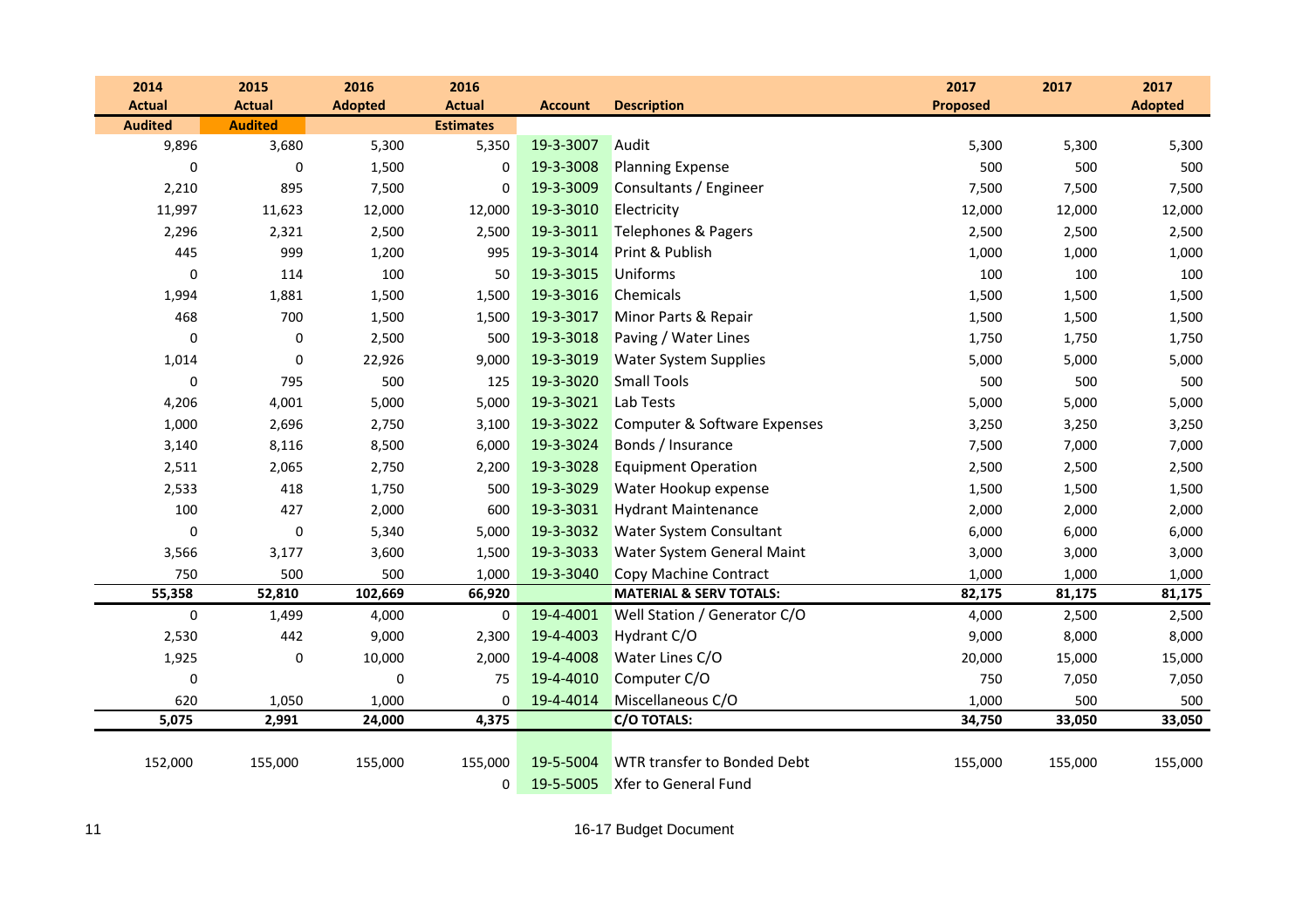| 2014 Actual Audited | 2015 Actual Audited | 2016 Adopted | 2016 Actual Estimates | Account | Description | 2017 Proposed | 2017 | 2017 Adopted |
|---|---|---|---|---|---|---|---|---|
| 9,896 | 3,680 | 5,300 | 5,350 | 19-3-3007 | Audit | 5,300 | 5,300 | 5,300 |
| 0 | 0 | 1,500 | 0 | 19-3-3008 | Planning Expense | 500 | 500 | 500 |
| 2,210 | 895 | 7,500 | 0 | 19-3-3009 | Consultants / Engineer | 7,500 | 7,500 | 7,500 |
| 11,997 | 11,623 | 12,000 | 12,000 | 19-3-3010 | Electricity | 12,000 | 12,000 | 12,000 |
| 2,296 | 2,321 | 2,500 | 2,500 | 19-3-3011 | Telephones & Pagers | 2,500 | 2,500 | 2,500 |
| 445 | 999 | 1,200 | 995 | 19-3-3014 | Print & Publish | 1,000 | 1,000 | 1,000 |
| 0 | 114 | 100 | 50 | 19-3-3015 | Uniforms | 100 | 100 | 100 |
| 1,994 | 1,881 | 1,500 | 1,500 | 19-3-3016 | Chemicals | 1,500 | 1,500 | 1,500 |
| 468 | 700 | 1,500 | 1,500 | 19-3-3017 | Minor Parts & Repair | 1,500 | 1,500 | 1,500 |
| 0 | 0 | 2,500 | 500 | 19-3-3018 | Paving / Water Lines | 1,750 | 1,750 | 1,750 |
| 1,014 | 0 | 22,926 | 9,000 | 19-3-3019 | Water System Supplies | 5,000 | 5,000 | 5,000 |
| 0 | 795 | 500 | 125 | 19-3-3020 | Small Tools | 500 | 500 | 500 |
| 4,206 | 4,001 | 5,000 | 5,000 | 19-3-3021 | Lab Tests | 5,000 | 5,000 | 5,000 |
| 1,000 | 2,696 | 2,750 | 3,100 | 19-3-3022 | Computer & Software Expenses | 3,250 | 3,250 | 3,250 |
| 3,140 | 8,116 | 8,500 | 6,000 | 19-3-3024 | Bonds / Insurance | 7,500 | 7,000 | 7,000 |
| 2,511 | 2,065 | 2,750 | 2,200 | 19-3-3028 | Equipment Operation | 2,500 | 2,500 | 2,500 |
| 2,533 | 418 | 1,750 | 500 | 19-3-3029 | Water Hookup expense | 1,500 | 1,500 | 1,500 |
| 100 | 427 | 2,000 | 600 | 19-3-3031 | Hydrant Maintenance | 2,000 | 2,000 | 2,000 |
| 0 | 0 | 5,340 | 5,000 | 19-3-3032 | Water System Consultant | 6,000 | 6,000 | 6,000 |
| 3,566 | 3,177 | 3,600 | 1,500 | 19-3-3033 | Water System General Maint | 3,000 | 3,000 | 3,000 |
| 750 | 500 | 500 | 1,000 | 19-3-3040 | Copy Machine Contract | 1,000 | 1,000 | 1,000 |
| **55,358** | **52,810** | **102,669** | **66,920** | | **MATERIAL & SERV TOTALS:** | **82,175** | **81,175** | **81,175** |
| 0 | 1,499 | 4,000 | 0 | 19-4-4001 | Well Station / Generator C/O | 4,000 | 2,500 | 2,500 |
| 2,530 | 442 | 9,000 | 2,300 | 19-4-4003 | Hydrant C/O | 9,000 | 8,000 | 8,000 |
| 1,925 | 0 | 10,000 | 2,000 | 19-4-4008 | Water Lines C/O | 20,000 | 15,000 | 15,000 |
| 0 | | 0 | 75 | 19-4-4010 | Computer C/O | 750 | 7,050 | 7,050 |
| 620 | 1,050 | 1,000 | 0 | 19-4-4014 | Miscellaneous C/O | 1,000 | 500 | 500 |
| **5,075** | **2,991** | **24,000** | **4,375** | | **C/O TOTALS:** | **34,750** | **33,050** | **33,050** |
| 152,000 | 155,000 | 155,000 | 155,000 | 19-5-5004 | WTR transfer to Bonded Debt | 155,000 | 155,000 | 155,000 |
| | | | 0 | 19-5-5005 | Xfer to General Fund | | | |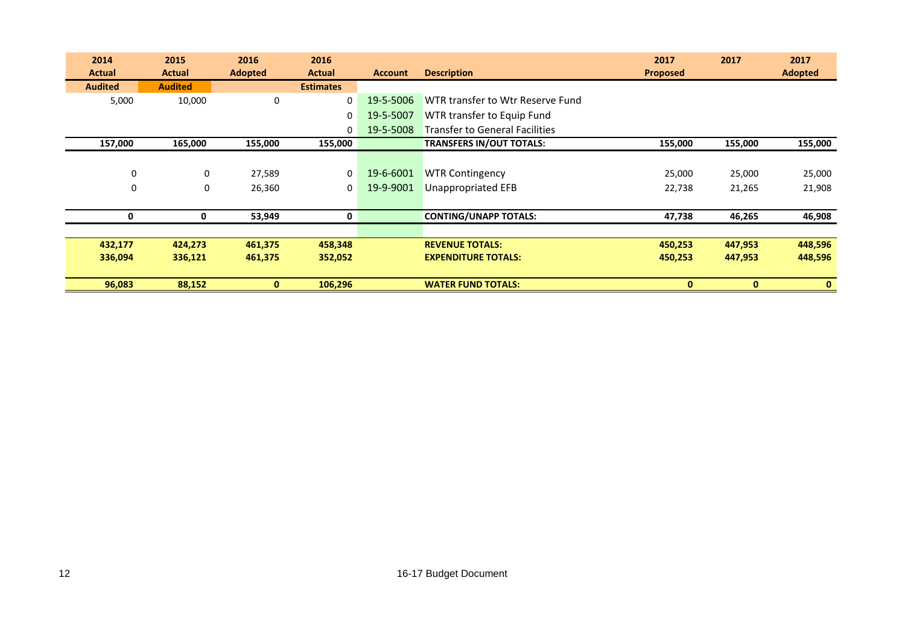| 2014 Actual Audited | 2015 Actual Audited | 2016 Adopted | 2016 Actual Estimates | Account | Description | 2017 Proposed | 2017 | 2017 Adopted |
|---|---|---|---|---|---|---|---|---|
| 5,000 | 10,000 | 0 | 0 | 19-5-5006 | WTR transfer to Wtr Reserve Fund | | | |
| | | | 0 | 19-5-5007 | WTR transfer to Equip Fund | | | |
| | | | 0 | 19-5-5008 | Transfer to General Facilities | | | |
| **157,000** | **165,000** | **155,000** | **155,000** | | **TRANSFERS IN/OUT TOTALS:** | **155,000** | **155,000** | **155,000** |
| 0 | 0 | 27,589 | 0 | 19-6-6001 | WTR Contingency | 25,000 | 25,000 | 25,000 |
| 0 | 0 | 26,360 | 0 | 19-9-9001 | Unappropriated EFB | 22,738 | 21,265 | 21,908 |
| **0** | **0** | **53,949** | **0** | | **CONTING/UNAPP TOTALS:** | **47,738** | **46,265** | **46,908** |
| **432,177** | **424,273** | **461,375** | **458,348** | | **REVENUE TOTALS:** | **450,253** | **447,953** | **448,596** |
| **336,094** | **336,121** | **461,375** | **352,052** | | **EXPENDITURE TOTALS:** | **450,253** | **447,953** | **448,596** |
| **96,083** | **88,152** | **0** | **106,296** | | **WATER FUND TOTALS:** | **0** | **0** | **0** |

16-17 Budget Document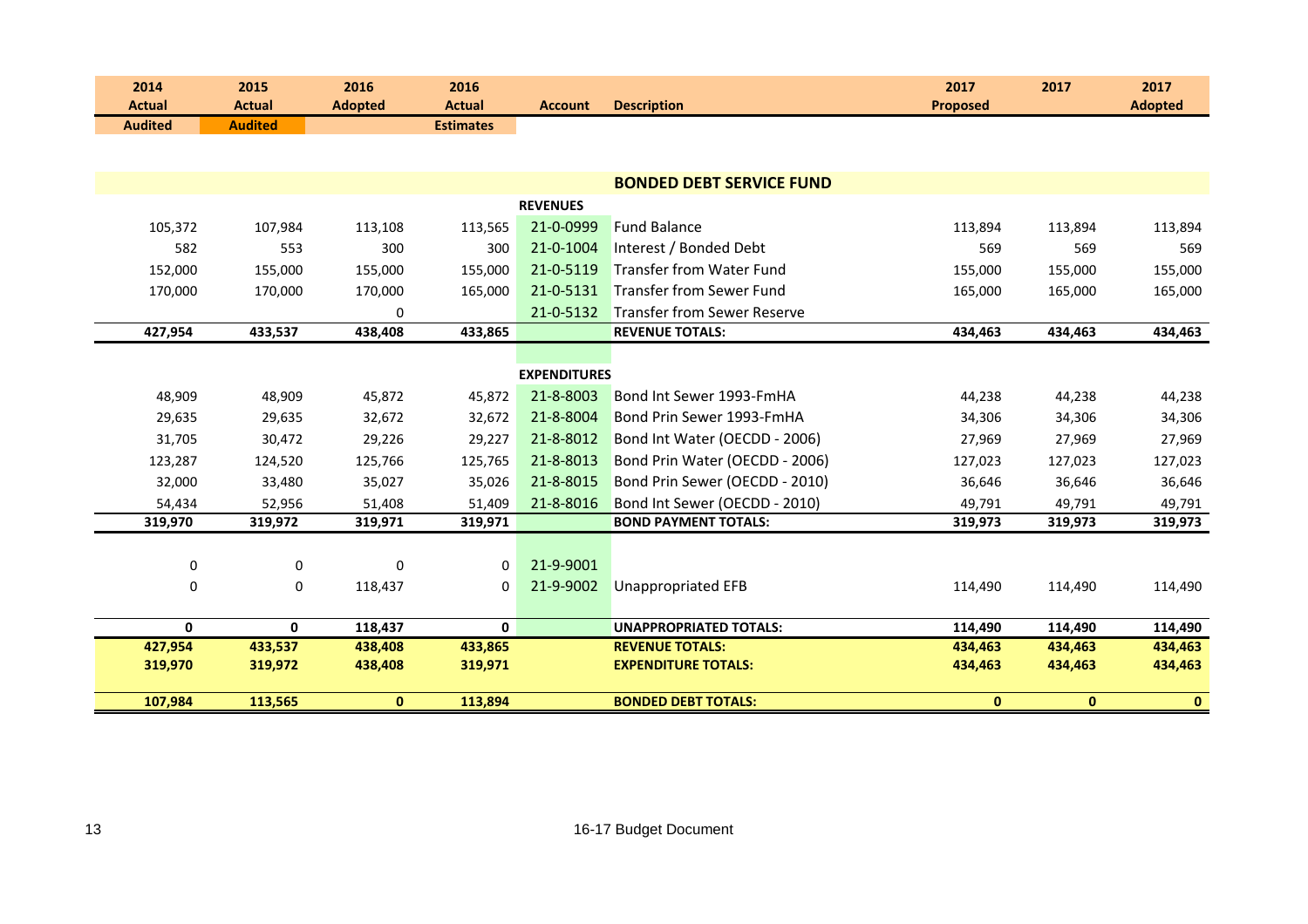| 2014 Actual Audited | 2015 Actual Audited | 2016 Adopted | 2016 Actual Estimates | Account | Description | 2017 Proposed | 2017 | 2017 Adopted |
|---|---|---|---|---|---|---|---|---|
| | | | | | **BONDED DEBT SERVICE FUND** | | | |
| | | | | **REVENUES** | | | | |
| 105,372 | 107,984 | 113,108 | 113,565 | 21-0-0999 | Fund Balance | 113,894 | 113,894 | 113,894 |
| 582 | 553 | 300 | 300 | 21-0-1004 | Interest / Bonded Debt | 569 | 569 | 569 |
| 152,000 | 155,000 | 155,000 | 155,000 | 21-0-5119 | Transfer from Water Fund | 155,000 | 155,000 | 155,000 |
| 170,000 | 170,000 | 170,000 | 165,000 | 21-0-5131 | Transfer from Sewer Fund | 165,000 | 165,000 | 165,000 |
| | | 0 | | 21-0-5132 | Transfer from Sewer Reserve | | | |
| **427,954** | **433,537** | **438,408** | **433,865** | | **REVENUE TOTALS:** | **434,463** | **434,463** | **434,463** |
| | | | | **EXPENDITURES** | | | | |
| 48,909 | 48,909 | 45,872 | 45,872 | 21-8-8003 | Bond Int Sewer 1993-FmHA | 44,238 | 44,238 | 44,238 |
| 29,635 | 29,635 | 32,672 | 32,672 | 21-8-8004 | Bond Prin Sewer 1993-FmHA | 34,306 | 34,306 | 34,306 |
| 31,705 | 30,472 | 29,226 | 29,227 | 21-8-8012 | Bond Int Water (OECDD - 2006) | 27,969 | 27,969 | 27,969 |
| 123,287 | 124,520 | 125,766 | 125,765 | 21-8-8013 | Bond Prin Water (OECDD - 2006) | 127,023 | 127,023 | 127,023 |
| 32,000 | 33,480 | 35,027 | 35,026 | 21-8-8015 | Bond Prin Sewer (OECDD - 2010) | 36,646 | 36,646 | 36,646 |
| 54,434 | 52,956 | 51,408 | 51,409 | 21-8-8016 | Bond Int Sewer (OECDD - 2010) | 49,791 | 49,791 | 49,791 |
| **319,970** | **319,972** | **319,971** | **319,971** | | **BOND PAYMENT TOTALS:** | **319,973** | **319,973** | **319,973** |
| 0 | 0 | 0 | 0 | 21-9-9001 | | | | |
| 0 | 0 | 118,437 | 0 | 21-9-9002 | Unappropriated EFB | 114,490 | 114,490 | 114,490 |
| **0** | **0** | **118,437** | **0** | | **UNAPPROPRIATED TOTALS:** | **114,490** | **114,490** | **114,490** |
| **427,954** | **433,537** | **438,408** | **433,865** | | **REVENUE TOTALS:** | **434,463** | **434,463** | **434,463** |
| **319,970** | **319,972** | **438,408** | **319,971** | | **EXPENDITURE TOTALS:** | **434,463** | **434,463** | **434,463** |
| **107,984** | **113,565** | **0** | **113,894** | | **BONDED DEBT TOTALS:** | **0** | **0** | **0** |

16-17 Budget Document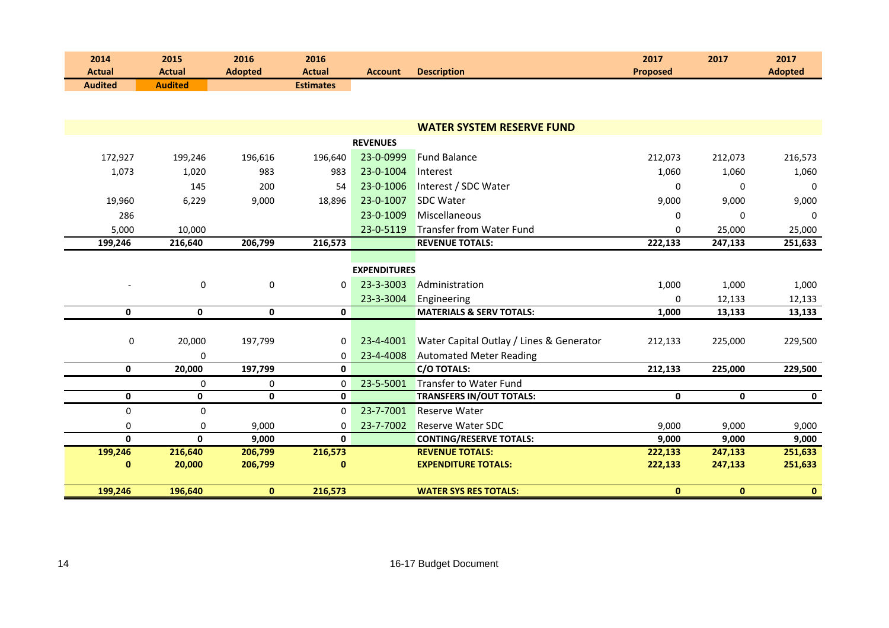| 2014 Actual Audited | 2015 Actual Audited | 2016 Adopted | 2016 Actual Estimates | Account | Description | 2017 Proposed | 2017 | 2017 Adopted |
|---|---|---|---|---|---|---|---|---|
| | | | | | **WATER SYSTEM RESERVE FUND** | | | |
| | | | | **REVENUES** | | | | |
| 172,927 | 199,246 | 196,616 | 196,640 | 23-0-0999 | Fund Balance | 212,073 | 212,073 | 216,573 |
| 1,073 | 1,020 | 983 | 983 | 23-0-1004 | Interest | 1,060 | 1,060 | 1,060 |
| | 145 | 200 | 54 | 23-0-1006 | Interest / SDC Water | 0 | 0 | 0 |
| 19,960 | 6,229 | 9,000 | 18,896 | 23-0-1007 | SDC Water | 9,000 | 9,000 | 9,000 |
| 286 | | | | 23-0-1009 | Miscellaneous | 0 | 0 | 0 |
| 5,000 | 10,000 | | | 23-0-5119 | Transfer from Water Fund | 0 | 25,000 | 25,000 |
| **199,246** | **216,640** | **206,799** | **216,573** | | **REVENUE TOTALS:** | **222,133** | **247,133** | **251,633** |
| | | | | **EXPENDITURES** | | | | |
| - | 0 | 0 | 0 | 23-3-3003 | Administration | 1,000 | 1,000 | 1,000 |
| | | | | 23-3-3004 | Engineering | 0 | 12,133 | 12,133 |
| **0** | **0** | **0** | **0** | | **MATERIALS & SERV TOTALS:** | **1,000** | **13,133** | **13,133** |
| 0 | 20,000 | 197,799 | 0 | 23-4-4001 | Water Capital Outlay / Lines & Generator | 212,133 | 225,000 | 229,500 |
| | 0 | | 0 | 23-4-4008 | Automated Meter Reading | | | |
| **0** | **20,000** | **197,799** | **0** | | **C/O TOTALS:** | **212,133** | **225,000** | **229,500** |
| | 0 | 0 | 0 | 23-5-5001 | Transfer to Water Fund | | | |
| **0** | **0** | **0** | **0** | | **TRANSFERS IN/OUT TOTALS:** | **0** | **0** | **0** |
| 0 | 0 | | 0 | 23-7-7001 | Reserve Water | | | |
| 0 | 0 | 9,000 | 0 | 23-7-7002 | Reserve Water SDC | 9,000 | 9,000 | 9,000 |
| **0** | **0** | **9,000** | **0** | | **CONTING/RESERVE TOTALS:** | **9,000** | **9,000** | **9,000** |
| **199,246** | **216,640** | **206,799** | **216,573** | | **REVENUE TOTALS:** | **222,133** | **247,133** | **251,633** |
| **0** | **20,000** | **206,799** | **0** | | **EXPENDITURE TOTALS:** | **222,133** | **247,133** | **251,633** |
| **199,246** | **196,640** | **0** | **216,573** | | **WATER SYS RES TOTALS:** | **0** | **0** | **0** |

16-17 Budget Document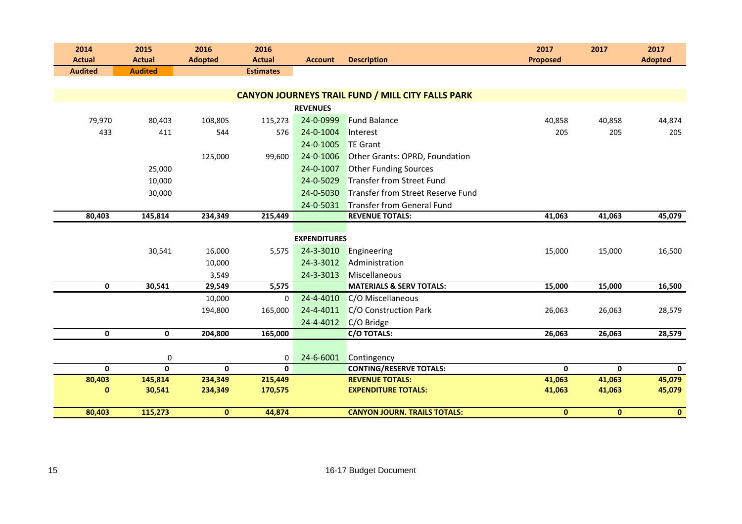| 2014 Actual Audited | 2015 Actual Audited | 2016 Adopted | 2016 Actual Estimates | Account | Description | 2017 Proposed | 2017 | 2017 Adopted |
|---|---|---|---|---|---|---|---|---|
| | | | | | **CANYON JOURNEYS TRAIL FUND / MILL CITY FALLS PARK** | | | |
| | | | | **REVENUES** | | | | |
| 79,970 | 80,403 | 108,805 | 115,273 | 24-0-0999 | Fund Balance | 40,858 | 40,858 | 44,874 |
| 433 | 411 | 544 | 576 | 24-0-1004 | Interest | 205 | 205 | 205 |
| | | | | 24-0-1005 | TE Grant | | | |
| | | 125,000 | 99,600 | 24-0-1006 | Other Grants: OPRD, Foundation | | | |
| | 25,000 | | | 24-0-1007 | Other Funding Sources | | | |
| | 10,000 | | | 24-0-5029 | Transfer from Street Fund | | | |
| | 30,000 | | | 24-0-5030 | Transfer from Street Reserve Fund | | | |
| | | | | 24-0-5031 | Transfer from General Fund | | | |
| **80,403** | **145,814** | **234,349** | **215,449** | | **REVENUE TOTALS:** | **41,063** | **41,063** | **45,079** |
| | | | | **EXPENDITURES** | | | | |
| | 30,541 | 16,000 | 5,575 | 24-3-3010 | Engineering | 15,000 | 15,000 | 16,500 |
| | | 10,000 | | 24-3-3012 | Administration | | | |
| | | 3,549 | | 24-3-3013 | Miscellaneous | | | |
| **0** | **30,541** | **29,549** | **5,575** | | **MATERIALS & SERV TOTALS:** | **15,000** | **15,000** | **16,500** |
| | | 10,000 | 0 | 24-4-4010 | C/O Miscellaneous | | | |
| | | 194,800 | 165,000 | 24-4-4011 | C/O Construction Park | 26,063 | 26,063 | 28,579 |
| | | | | 24-4-4012 | C/O Bridge | | | |
| **0** | **0** | **204,800** | **165,000** | | **C/O TOTALS:** | **26,063** | **26,063** | **28,579** |
| | 0 | | 0 | 24-6-6001 | Contingency | | | |
| **0** | **0** | **0** | **0** | | **CONTING/RESERVE TOTALS:** | **0** | **0** | **0** |
| **80,403** | **145,814** | **234,349** | **215,449** | | **REVENUE TOTALS:** | **41,063** | **41,063** | **45,079** |
| **0** | **30,541** | **234,349** | **170,575** | | **EXPENDITURE TOTALS:** | **41,063** | **41,063** | **45,079** |
| **80,403** | **115,273** | **0** | **44,874** | | **CANYON JOURN. TRAILS TOTALS:** | **0** | **0** | **0** |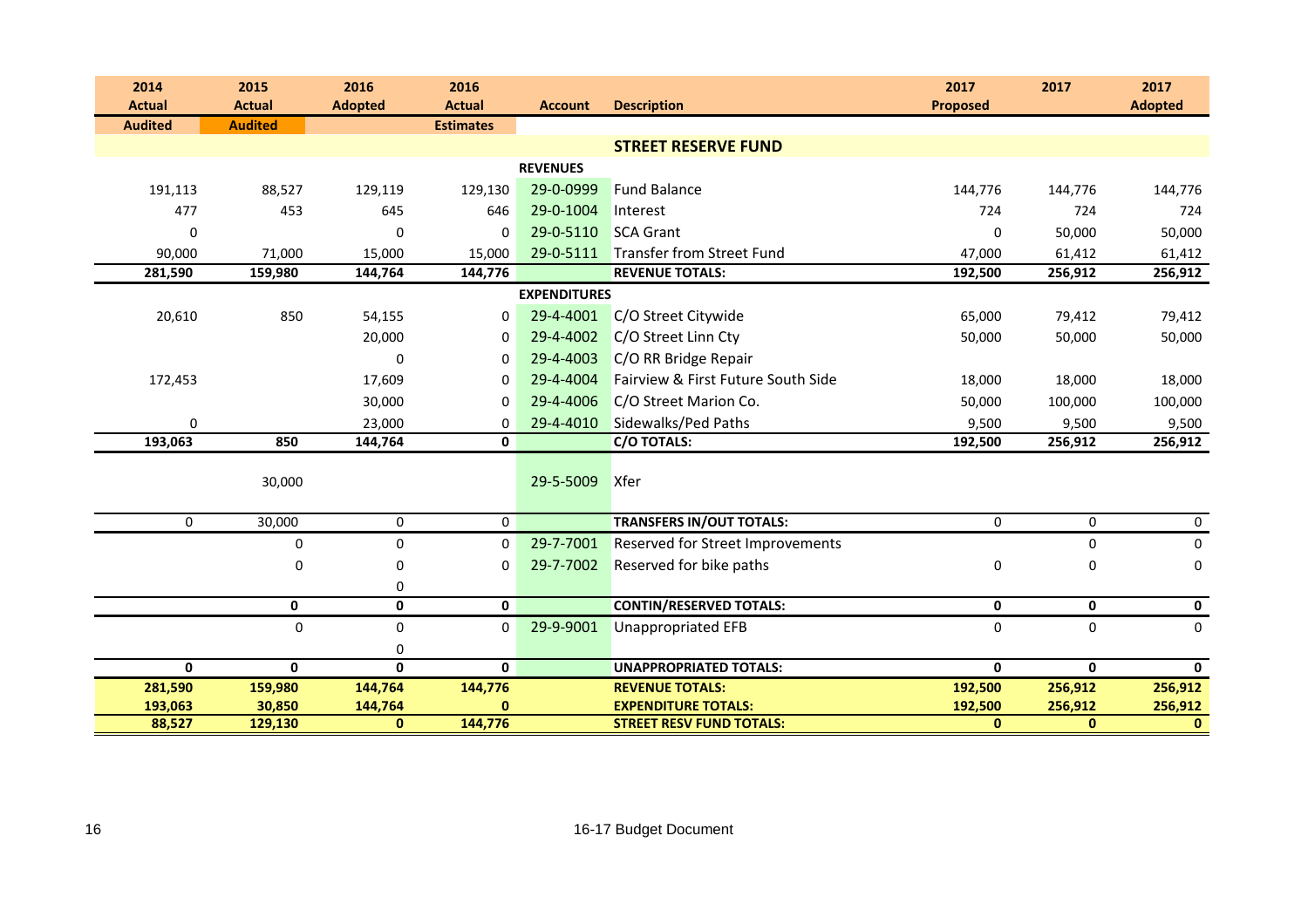| 2014 Actual Audited | 2015 Actual Audited | 2016 Adopted | 2016 Actual Estimates | Account | Description | 2017 Proposed | 2017 | 2017 Adopted |
|---|---|---|---|---|---|---|---|---|
| | | | | | **STREET RESERVE FUND** | | | |
| | | | | **REVENUES** | | | | |
| 191,113 | 88,527 | 129,119 | 129,130 | 29-0-0999 | Fund Balance | 144,776 | 144,776 | 144,776 |
| 477 | 453 | 645 | 646 | 29-0-1004 | Interest | 724 | 724 | 724 |
| 0 | | 0 | 0 | 29-0-5110 | SCA Grant | 0 | 50,000 | 50,000 |
| 90,000 | 71,000 | 15,000 | 15,000 | 29-0-5111 | Transfer from Street Fund | 47,000 | 61,412 | 61,412 |
| **281,590** | **159,980** | **144,764** | **144,776** | | **REVENUE TOTALS:** | **192,500** | **256,912** | **256,912** |
| | | | | **EXPENDITURES** | | | | |
| 20,610 | 850 | 54,155 | 0 | 29-4-4001 | C/O Street Citywide | 65,000 | 79,412 | 79,412 |
| | | 20,000 | 0 | 29-4-4002 | C/O Street Linn Cty | 50,000 | 50,000 | 50,000 |
| | | 0 | 0 | 29-4-4003 | C/O RR Bridge Repair | | | |
| 172,453 | | 17,609 | 0 | 29-4-4004 | Fairview & First Future South Side | 18,000 | 18,000 | 18,000 |
| | | 30,000 | 0 | 29-4-4006 | C/O Street Marion Co. | 50,000 | 100,000 | 100,000 |
| 0 | | 23,000 | 0 | 29-4-4010 | Sidewalks/Ped Paths | 9,500 | 9,500 | 9,500 |
| **193,063** | **850** | **144,764** | **0** | | **C/O TOTALS:** | **192,500** | **256,912** | **256,912** |
| | 30,000 | | | 29-5-5009 | Xfer | | | |
| 0 | 30,000 | 0 | 0 | | **TRANSFERS IN/OUT TOTALS:** | 0 | 0 | 0 |
| | 0 | 0 | 0 | 29-7-7001 | Reserved for Street Improvements | | 0 | 0 |
| | 0 | 0 | 0 | 29-7-7002 | Reserved for bike paths | 0 | 0 | 0 |
| | | 0 | | | | | | |
| | **0** | **0** | **0** | | **CONTIN/RESERVED TOTALS:** | **0** | **0** | **0** |
| | 0 | 0 | 0 | 29-9-9001 | Unappropriated EFB | 0 | 0 | 0 |
| | | 0 | | | | | | |
| **0** | **0** | **0** | **0** | | **UNAPPROPRIATED TOTALS:** | **0** | **0** | **0** |
| **281,590** | **159,980** | **144,764** | **144,776** | | **REVENUE TOTALS:** | **192,500** | **256,912** | **256,912** |
| **193,063** | **30,850** | **144,764** | **0** | | **EXPENDITURE TOTALS:** | **192,500** | **256,912** | **256,912** |
| **88,527** | **129,130** | **0** | **144,776** | | **STREET RESV FUND TOTALS:** | **0** | **0** | **0** |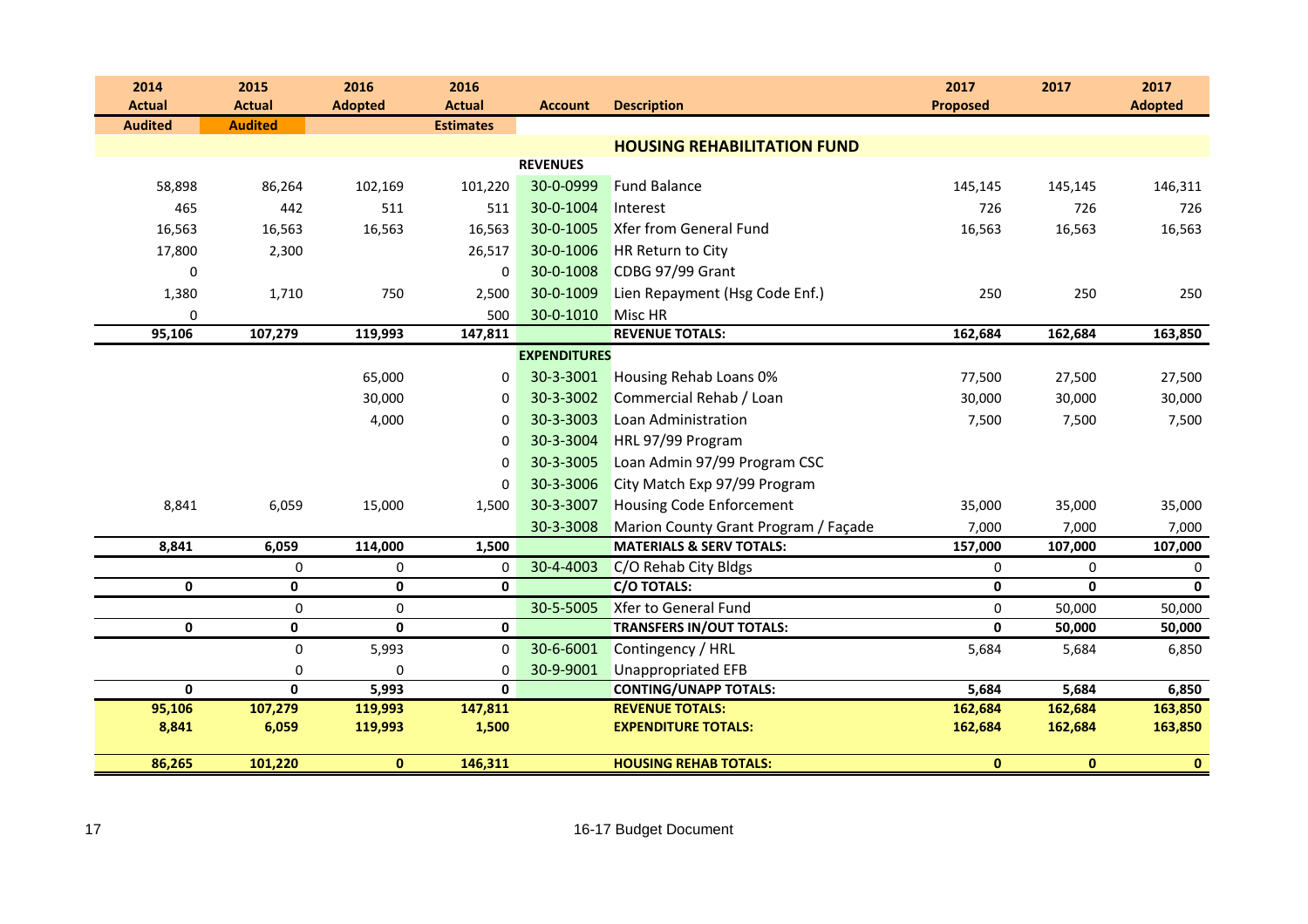| 2014 Actual | 2015 Actual | 2016 Adopted | 2016 Actual | Account | Description | 2017 Proposed | 2017 | 2017 Adopted |
|---|---|---|---|---|---|---|---|---|
| Audited | Audited | | Estimates | | | | | |
| | | | | | **HOUSING REHABILITATION FUND** | | | |
| | | | | **REVENUES** | | | | |
| 58,898 | 86,264 | 102,169 | 101,220 | 30-0-0999 | Fund Balance | 145,145 | 145,145 | 146,311 |
| 465 | 442 | 511 | 511 | 30-0-1004 | Interest | 726 | 726 | 726 |
| 16,563 | 16,563 | 16,563 | 16,563 | 30-0-1005 | Xfer from General Fund | 16,563 | 16,563 | 16,563 |
| 17,800 | 2,300 | | 26,517 | 30-0-1006 | HR Return to City | | | |
| 0 | | | 0 | 30-0-1008 | CDBG 97/99 Grant | | | |
| 1,380 | 1,710 | 750 | 2,500 | 30-0-1009 | Lien Repayment (Hsg Code Enf.) | 250 | 250 | 250 |
| 0 | | | 500 | 30-0-1010 | Misc HR | | | |
| **95,106** | **107,279** | **119,993** | **147,811** | | **REVENUE TOTALS:** | **162,684** | **162,684** | **163,850** |
| | | | | **EXPENDITURES** | | | | |
| | | 65,000 | 0 | 30-3-3001 | Housing Rehab Loans 0% | 77,500 | 27,500 | 27,500 |
| | | 30,000 | 0 | 30-3-3002 | Commercial Rehab / Loan | 30,000 | 30,000 | 30,000 |
| | | 4,000 | 0 | 30-3-3003 | Loan Administration | 7,500 | 7,500 | 7,500 |
| | | | 0 | 30-3-3004 | HRL 97/99 Program | | | |
| | | | 0 | 30-3-3005 | Loan Admin 97/99 Program CSC | | | |
| | | | 0 | 30-3-3006 | City Match Exp 97/99 Program | | | |
| 8,841 | 6,059 | 15,000 | 1,500 | 30-3-3007 | Housing Code Enforcement | 35,000 | 35,000 | 35,000 |
| | | | | 30-3-3008 | Marion County Grant Program / Façade | 7,000 | 7,000 | 7,000 |
| **8,841** | **6,059** | **114,000** | **1,500** | | **MATERIALS & SERV TOTALS:** | **157,000** | **107,000** | **107,000** |
| | 0 | 0 | 0 | 30-4-4003 | C/O Rehab City Bldgs | 0 | 0 | 0 |
| **0** | **0** | **0** | **0** | | **C/O TOTALS:** | **0** | **0** | **0** |
| | 0 | 0 | | 30-5-5005 | Xfer to General Fund | 0 | 50,000 | 50,000 |
| **0** | **0** | **0** | **0** | | **TRANSFERS IN/OUT TOTALS:** | **0** | **50,000** | **50,000** |
| | 0 | 5,993 | 0 | 30-6-6001 | Contingency / HRL | 5,684 | 5,684 | 6,850 |
| | 0 | 0 | 0 | 30-9-9001 | Unappropriated EFB | | | |
| **0** | **0** | **5,993** | **0** | | **CONTING/UNAPP TOTALS:** | **5,684** | **5,684** | **6,850** |
| **95,106** | **107,279** | **119,993** | **147,811** | | **REVENUE TOTALS:** | **162,684** | **162,684** | **163,850** |
| **8,841** | **6,059** | **119,993** | **1,500** | | **EXPENDITURE TOTALS:** | **162,684** | **162,684** | **163,850** |
| **86,265** | **101,220** | **0** | **146,311** | | **HOUSING REHAB TOTALS:** | **0** | **0** | **0** |

16-17 Budget Document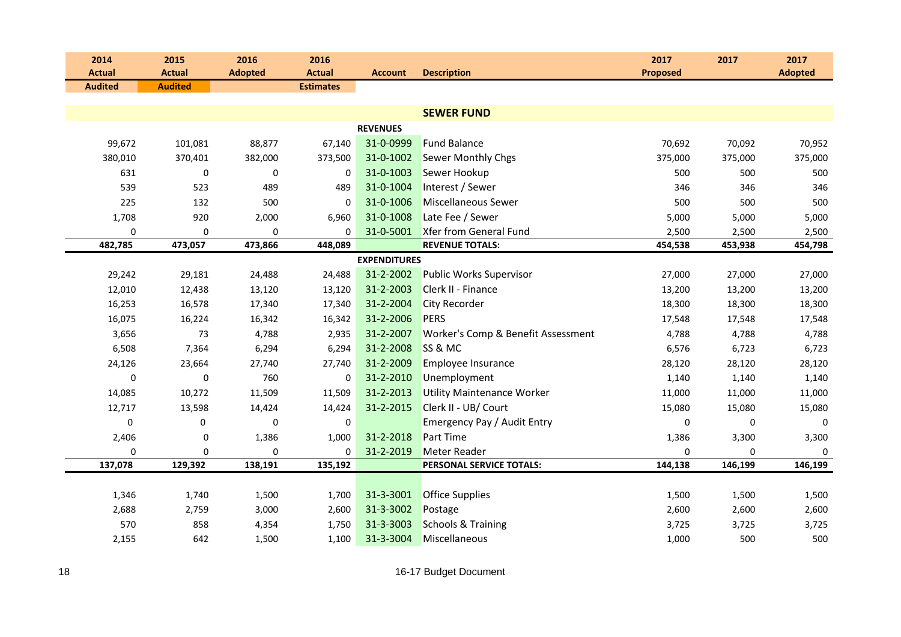| 2014 Actual Audited | 2015 Actual Audited | 2016 Adopted | 2016 Actual Estimates | Account | Description | 2017 Proposed | 2017 | 2017 Adopted |
|---|---|---|---|---|---|---|---|---|
| | | | | | **SEWER FUND** | | | |
| | | | | **REVENUES** | | | | |
| 99,672 | 101,081 | 88,877 | 67,140 | 31-0-0999 | Fund Balance | 70,692 | 70,092 | 70,952 |
| 380,010 | 370,401 | 382,000 | 373,500 | 31-0-1002 | Sewer Monthly Chgs | 375,000 | 375,000 | 375,000 |
| 631 | 0 | 0 | 0 | 31-0-1003 | Sewer Hookup | 500 | 500 | 500 |
| 539 | 523 | 489 | 489 | 31-0-1004 | Interest / Sewer | 346 | 346 | 346 |
| 225 | 132 | 500 | 0 | 31-0-1006 | Miscellaneous Sewer | 500 | 500 | 500 |
| 1,708 | 920 | 2,000 | 6,960 | 31-0-1008 | Late Fee / Sewer | 5,000 | 5,000 | 5,000 |
| 0 | 0 | 0 | 0 | 31-0-5001 | Xfer from General Fund | 2,500 | 2,500 | 2,500 |
| **482,785** | **473,057** | **473,866** | **448,089** | | **REVENUE TOTALS:** | **454,538** | **453,938** | **454,798** |
| | | | | **EXPENDITURES** | | | | |
| 29,242 | 29,181 | 24,488 | 24,488 | 31-2-2002 | Public Works Supervisor | 27,000 | 27,000 | 27,000 |
| 12,010 | 12,438 | 13,120 | 13,120 | 31-2-2003 | Clerk II - Finance | 13,200 | 13,200 | 13,200 |
| 16,253 | 16,578 | 17,340 | 17,340 | 31-2-2004 | City Recorder | 18,300 | 18,300 | 18,300 |
| 16,075 | 16,224 | 16,342 | 16,342 | 31-2-2006 | PERS | 17,548 | 17,548 | 17,548 |
| 3,656 | 73 | 4,788 | 2,935 | 31-2-2007 | Worker's Comp & Benefit Assessment | 4,788 | 4,788 | 4,788 |
| 6,508 | 7,364 | 6,294 | 6,294 | 31-2-2008 | SS & MC | 6,576 | 6,723 | 6,723 |
| 24,126 | 23,664 | 27,740 | 27,740 | 31-2-2009 | Employee Insurance | 28,120 | 28,120 | 28,120 |
| 0 | 0 | 760 | 0 | 31-2-2010 | Unemployment | 1,140 | 1,140 | 1,140 |
| 14,085 | 10,272 | 11,509 | 11,509 | 31-2-2013 | Utility Maintenance Worker | 11,000 | 11,000 | 11,000 |
| 12,717 | 13,598 | 14,424 | 14,424 | 31-2-2015 | Clerk II - UB/ Court | 15,080 | 15,080 | 15,080 |
| 0 | 0 | 0 | 0 | | Emergency Pay / Audit Entry | 0 | 0 | 0 |
| 2,406 | 0 | 1,386 | 1,000 | 31-2-2018 | Part Time | 1,386 | 3,300 | 3,300 |
| 0 | 0 | 0 | 0 | 31-2-2019 | Meter Reader | 0 | 0 | 0 |
| **137,078** | **129,392** | **138,191** | **135,192** | | **PERSONAL SERVICE TOTALS:** | **144,138** | **146,199** | **146,199** |
| 1,346 | 1,740 | 1,500 | 1,700 | 31-3-3001 | Office Supplies | 1,500 | 1,500 | 1,500 |
| 2,688 | 2,759 | 3,000 | 2,600 | 31-3-3002 | Postage | 2,600 | 2,600 | 2,600 |
| 570 | 858 | 4,354 | 1,750 | 31-3-3003 | Schools & Training | 3,725 | 3,725 | 3,725 |
| 2,155 | 642 | 1,500 | 1,100 | 31-3-3004 | Miscellaneous | 1,000 | 500 | 500 |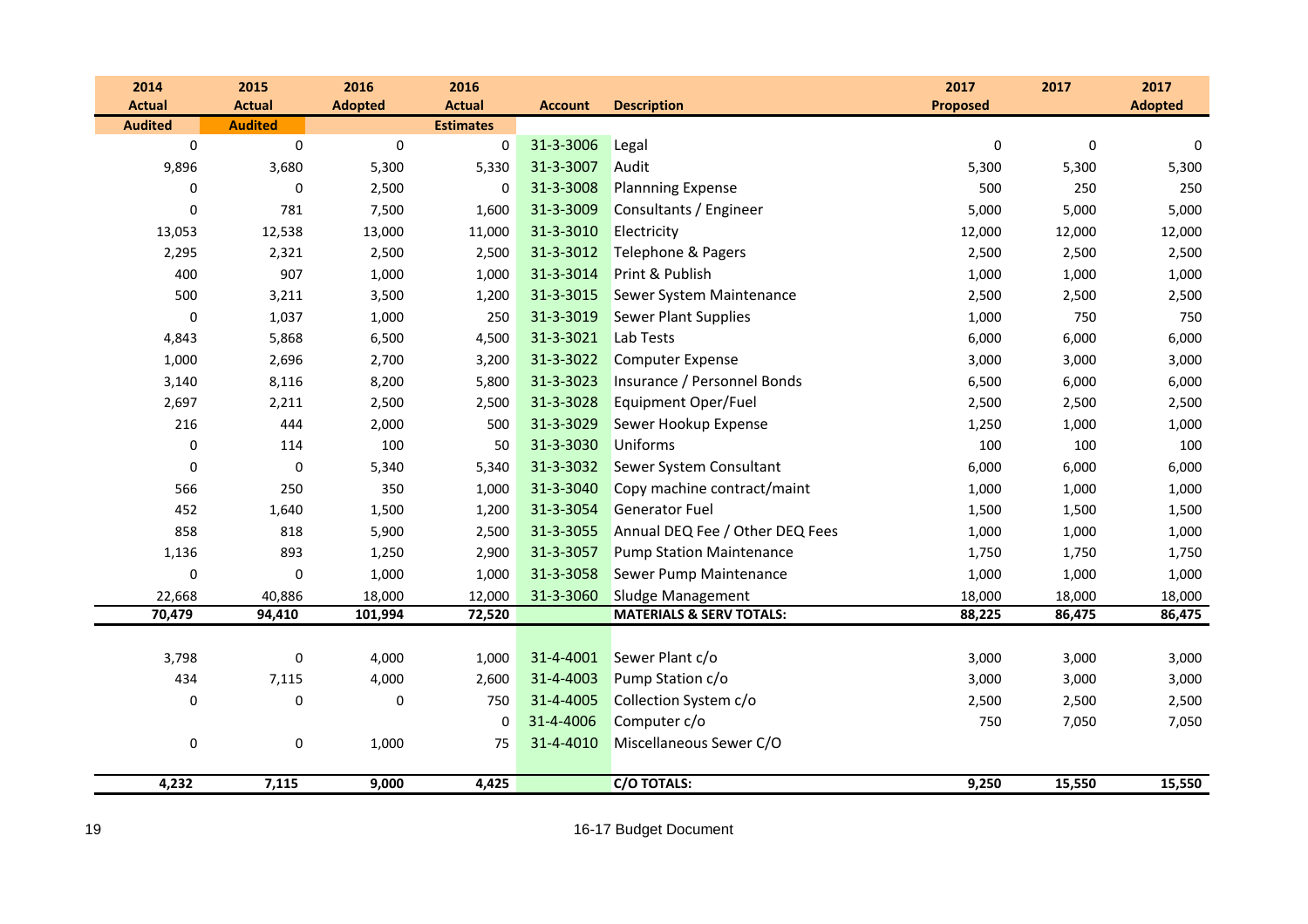| 2014 Actual Audited | 2015 Actual Audited | 2016 Adopted | 2016 Actual Estimates | Account | Description | 2017 Proposed | 2017 | 2017 Adopted |
|---|---|---|---|---|---|---|---|---|
| 0 | 0 | 0 | 0 | 31-3-3006 | Legal | 0 | 0 | 0 |
| 9,896 | 3,680 | 5,300 | 5,330 | 31-3-3007 | Audit | 5,300 | 5,300 | 5,300 |
| 0 | 0 | 2,500 | 0 | 31-3-3008 | Plannning Expense | 500 | 250 | 250 |
| 0 | 781 | 7,500 | 1,600 | 31-3-3009 | Consultants / Engineer | 5,000 | 5,000 | 5,000 |
| 13,053 | 12,538 | 13,000 | 11,000 | 31-3-3010 | Electricity | 12,000 | 12,000 | 12,000 |
| 2,295 | 2,321 | 2,500 | 2,500 | 31-3-3012 | Telephone & Pagers | 2,500 | 2,500 | 2,500 |
| 400 | 907 | 1,000 | 1,000 | 31-3-3014 | Print & Publish | 1,000 | 1,000 | 1,000 |
| 500 | 3,211 | 3,500 | 1,200 | 31-3-3015 | Sewer System Maintenance | 2,500 | 2,500 | 2,500 |
| 0 | 1,037 | 1,000 | 250 | 31-3-3019 | Sewer Plant Supplies | 1,000 | 750 | 750 |
| 4,843 | 5,868 | 6,500 | 4,500 | 31-3-3021 | Lab Tests | 6,000 | 6,000 | 6,000 |
| 1,000 | 2,696 | 2,700 | 3,200 | 31-3-3022 | Computer Expense | 3,000 | 3,000 | 3,000 |
| 3,140 | 8,116 | 8,200 | 5,800 | 31-3-3023 | Insurance / Personnel Bonds | 6,500 | 6,000 | 6,000 |
| 2,697 | 2,211 | 2,500 | 2,500 | 31-3-3028 | Equipment Oper/Fuel | 2,500 | 2,500 | 2,500 |
| 216 | 444 | 2,000 | 500 | 31-3-3029 | Sewer Hookup Expense | 1,250 | 1,000 | 1,000 |
| 0 | 114 | 100 | 50 | 31-3-3030 | Uniforms | 100 | 100 | 100 |
| 0 | 0 | 5,340 | 5,340 | 31-3-3032 | Sewer System Consultant | 6,000 | 6,000 | 6,000 |
| 566 | 250 | 350 | 1,000 | 31-3-3040 | Copy machine contract/maint | 1,000 | 1,000 | 1,000 |
| 452 | 1,640 | 1,500 | 1,200 | 31-3-3054 | Generator Fuel | 1,500 | 1,500 | 1,500 |
| 858 | 818 | 5,900 | 2,500 | 31-3-3055 | Annual DEQ Fee / Other DEQ Fees | 1,000 | 1,000 | 1,000 |
| 1,136 | 893 | 1,250 | 2,900 | 31-3-3057 | Pump Station Maintenance | 1,750 | 1,750 | 1,750 |
| 0 | 0 | 1,000 | 1,000 | 31-3-3058 | Sewer Pump Maintenance | 1,000 | 1,000 | 1,000 |
| 22,668 | 40,886 | 18,000 | 12,000 | 31-3-3060 | Sludge Management | 18,000 | 18,000 | 18,000 |
| **70,479** | **94,410** | **101,994** | **72,520** | | **MATERIALS & SERV TOTALS:** | **88,225** | **86,475** | **86,475** |
| | | | | | | | | |
| 3,798 | 0 | 4,000 | 1,000 | 31-4-4001 | Sewer Plant c/o | 3,000 | 3,000 | 3,000 |
| 434 | 7,115 | 4,000 | 2,600 | 31-4-4003 | Pump Station c/o | 3,000 | 3,000 | 3,000 |
| 0 | 0 | 0 | 750 | 31-4-4005 | Collection System c/o | 2,500 | 2,500 | 2,500 |
| | | | 0 | 31-4-4006 | Computer c/o | 750 | 7,050 | 7,050 |
| 0 | 0 | 1,000 | 75 | 31-4-4010 | Miscellaneous Sewer C/O | | | |
| **4,232** | **7,115** | **9,000** | **4,425** | | **C/O TOTALS:** | **9,250** | **15,550** | **15,550** |

16-17 Budget Document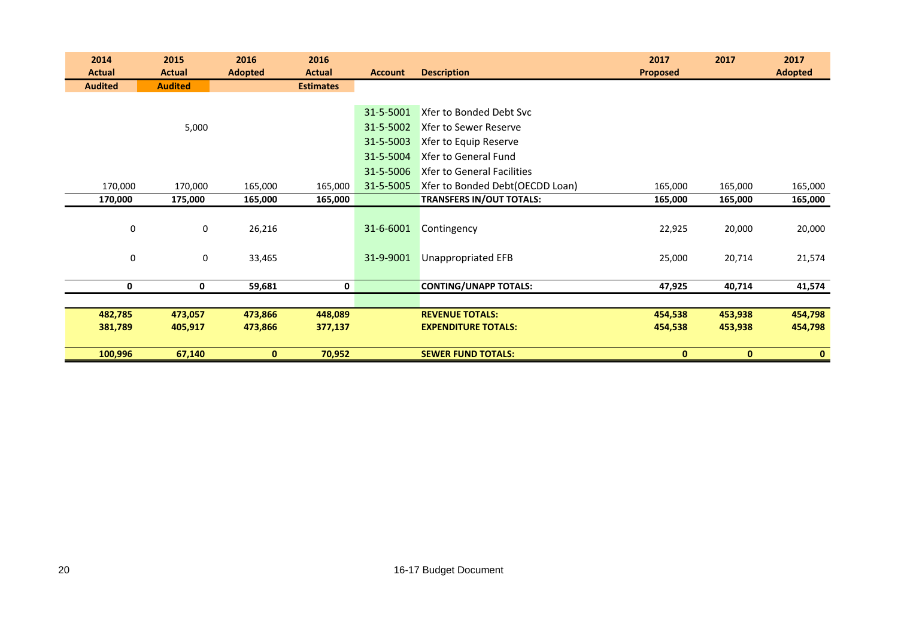| 2014 Actual | 2015 Actual | 2016 Adopted | 2016 Actual | Account | Description | 2017 Proposed | 2017 | 2017 Adopted |
|---|---|---|---|---|---|---|---|---|
| Audited | Audited | | Estimates | | | | | |
| | | | | 31-5-5001 | Xfer to Bonded Debt Svc | | | |
| | 5,000 | | | 31-5-5002 | Xfer to Sewer Reserve | | | |
| | | | | 31-5-5003 | Xfer to Equip Reserve | | | |
| | | | | 31-5-5004 | Xfer to General Fund | | | |
| | | | | 31-5-5006 | Xfer to General Facilities | | | |
| 170,000 | 170,000 | 165,000 | 165,000 | 31-5-5005 | Xfer to Bonded Debt(OECDD Loan) | 165,000 | 165,000 | 165,000 |
| **170,000** | **175,000** | **165,000** | **165,000** | | **TRANSFERS IN/OUT TOTALS:** | **165,000** | **165,000** | **165,000** |
| 0 | 0 | 26,216 | | 31-6-6001 | Contingency | 22,925 | 20,000 | 20,000 |
| 0 | 0 | 33,465 | | 31-9-9001 | Unappropriated EFB | 25,000 | 20,714 | 21,574 |
| **0** | **0** | **59,681** | **0** | | **CONTING/UNAPP TOTALS:** | **47,925** | **40,714** | **41,574** |
| **482,785** | **473,057** | **473,866** | **448,089** | | **REVENUE TOTALS:** | **454,538** | **453,938** | **454,798** |
| **381,789** | **405,917** | **473,866** | **377,137** | | **EXPENDITURE TOTALS:** | **454,538** | **453,938** | **454,798** |
| **100,996** | **67,140** | **0** | **70,952** | | **SEWER FUND TOTALS:** | **0** | **0** | **0** |

16-17 Budget Document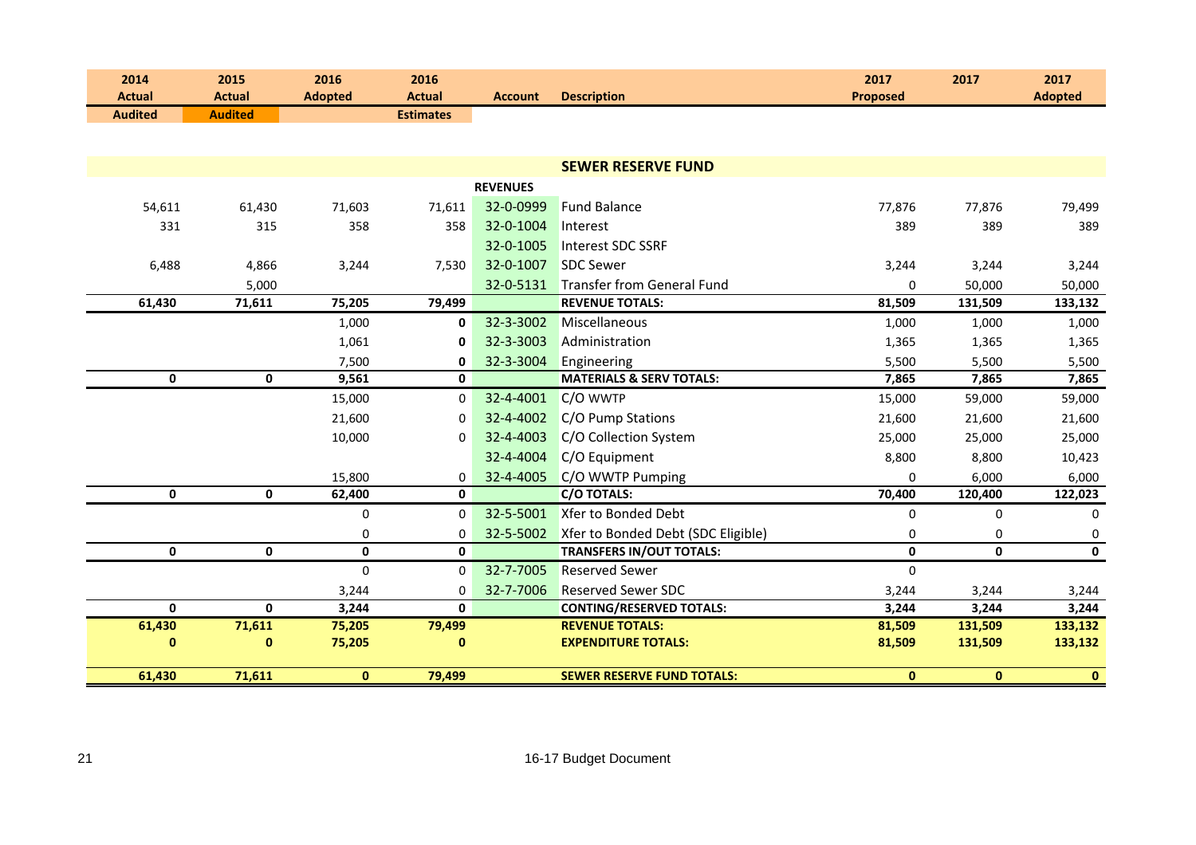| 2014 Actual Audited | 2015 Actual Audited | 2016 Adopted | 2016 Actual Estimates | Account | Description | 2017 Proposed | 2017 | 2017 Adopted |
|---|---|---|---|---|---|---|---|---|
| | | | | | **SEWER RESERVE FUND** | | | |
| | | | | **REVENUES** | | | | |
| 54,611 | 61,430 | 71,603 | 71,611 | 32-0-0999 | Fund Balance | 77,876 | 77,876 | 79,499 |
| 331 | 315 | 358 | 358 | 32-0-1004 | Interest | 389 | 389 | 389 |
| | | | | 32-0-1005 | Interest SDC SSRF | | | |
| 6,488 | 4,866 | 3,244 | 7,530 | 32-0-1007 | SDC Sewer | 3,244 | 3,244 | 3,244 |
| | 5,000 | | | 32-0-5131 | Transfer from General Fund | 0 | 50,000 | 50,000 |
| **61,430** | **71,611** | **75,205** | **79,499** | | **REVENUE TOTALS:** | **81,509** | **131,509** | **133,132** |
| | | 1,000 | **0** | 32-3-3002 | Miscellaneous | 1,000 | 1,000 | 1,000 |
| | | 1,061 | **0** | 32-3-3003 | Administration | 1,365 | 1,365 | 1,365 |
| | | 7,500 | **0** | 32-3-3004 | Engineering | 5,500 | 5,500 | 5,500 |
| **0** | **0** | **9,561** | **0** | | **MATERIALS & SERV TOTALS:** | **7,865** | **7,865** | **7,865** |
| | | 15,000 | 0 | 32-4-4001 | C/O WWTP | 15,000 | 59,000 | 59,000 |
| | | 21,600 | 0 | 32-4-4002 | C/O Pump Stations | 21,600 | 21,600 | 21,600 |
| | | 10,000 | 0 | 32-4-4003 | C/O Collection System | 25,000 | 25,000 | 25,000 |
| | | | | 32-4-4004 | C/O Equipment | 8,800 | 8,800 | 10,423 |
| | | 15,800 | 0 | 32-4-4005 | C/O WWTP Pumping | 0 | 6,000 | 6,000 |
| **0** | **0** | **62,400** | **0** | | **C/O TOTALS:** | **70,400** | **120,400** | **122,023** |
| | | 0 | 0 | 32-5-5001 | Xfer to Bonded Debt | 0 | 0 | 0 |
| | | 0 | 0 | 32-5-5002 | Xfer to Bonded Debt (SDC Eligible) | 0 | 0 | 0 |
| **0** | **0** | **0** | **0** | | **TRANSFERS IN/OUT TOTALS:** | **0** | **0** | **0** |
| | | 0 | 0 | 32-7-7005 | Reserved Sewer | 0 | | |
| | | 3,244 | 0 | 32-7-7006 | Reserved Sewer SDC | 3,244 | 3,244 | 3,244 |
| **0** | **0** | **3,244** | **0** | | **CONTING/RESERVED TOTALS:** | **3,244** | **3,244** | **3,244** |
| **61,430** | **71,611** | **75,205** | **79,499** | | **REVENUE TOTALS:** | **81,509** | **131,509** | **133,132** |
| **0** | **0** | **75,205** | **0** | | **EXPENDITURE TOTALS:** | **81,509** | **131,509** | **133,132** |
| **61,430** | **71,611** | **0** | **79,499** | | **SEWER RESERVE FUND TOTALS:** | **0** | **0** | **0** |

16-17 Budget Document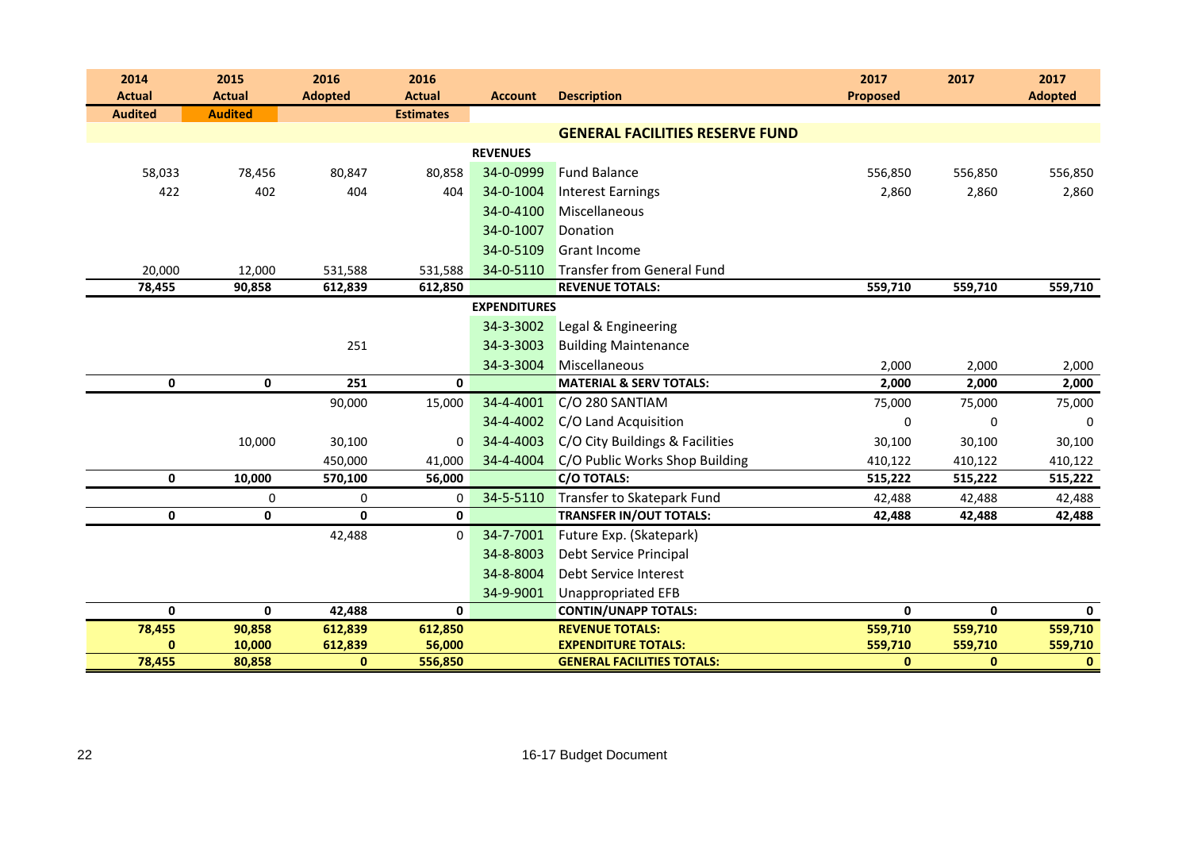| 2014 Actual | 2015 Actual | 2016 Adopted | 2016 Actual | Account | Description | 2017 Proposed | 2017 | 2017 Adopted |
|---|---|---|---|---|---|---|---|---|
| Audited | Audited | | Estimates | | | | | |
| | | | | | **GENERAL FACILITIES RESERVE FUND** | | | |
| | | | | **REVENUES** | | | | |
| 58,033 | 78,456 | 80,847 | 80,858 | 34-0-0999 | Fund Balance | 556,850 | 556,850 | 556,850 |
| 422 | 402 | 404 | 404 | 34-0-1004 | Interest Earnings | 2,860 | 2,860 | 2,860 |
| | | | | 34-0-4100 | Miscellaneous | | | |
| | | | | 34-0-1007 | Donation | | | |
| | | | | 34-0-5109 | Grant Income | | | |
| 20,000 | 12,000 | 531,588 | 531,588 | 34-0-5110 | Transfer from General Fund | | | |
| **78,455** | **90,858** | **612,839** | **612,850** | | **REVENUE TOTALS:** | **559,710** | **559,710** | **559,710** |
| | | | | **EXPENDITURES** | | | | |
| | | | | 34-3-3002 | Legal & Engineering | | | |
| | | 251 | | 34-3-3003 | Building Maintenance | | | |
| | | | | 34-3-3004 | Miscellaneous | 2,000 | 2,000 | 2,000 |
| **0** | **0** | **251** | **0** | | **MATERIAL & SERV TOTALS:** | **2,000** | **2,000** | **2,000** |
| | | 90,000 | 15,000 | 34-4-4001 | C/O 280 SANTIAM | 75,000 | 75,000 | 75,000 |
| | | | | 34-4-4002 | C/O Land Acquisition | 0 | 0 | 0 |
| | 10,000 | 30,100 | 0 | 34-4-4003 | C/O City Buildings & Facilities | 30,100 | 30,100 | 30,100 |
| | | 450,000 | 41,000 | 34-4-4004 | C/O Public Works Shop Building | 410,122 | 410,122 | 410,122 |
| **0** | **10,000** | **570,100** | **56,000** | | **C/O TOTALS:** | **515,222** | **515,222** | **515,222** |
| | 0 | 0 | 0 | 34-5-5110 | Transfer to Skatepark Fund | 42,488 | 42,488 | 42,488 |
| **0** | **0** | **0** | **0** | | **TRANSFER IN/OUT TOTALS:** | **42,488** | **42,488** | **42,488** |
| | | 42,488 | 0 | 34-7-7001 | Future Exp. (Skatepark) | | | |
| | | | | 34-8-8003 | Debt Service Principal | | | |
| | | | | 34-8-8004 | Debt Service Interest | | | |
| | | | | 34-9-9001 | Unappropriated EFB | | | |
| **0** | **0** | **42,488** | **0** | | **CONTIN/UNAPP TOTALS:** | **0** | **0** | **0** |
| **78,455** | **90,858** | **612,839** | **612,850** | | **REVENUE TOTALS:** | **559,710** | **559,710** | **559,710** |
| **0** | **10,000** | **612,839** | **56,000** | | **EXPENDITURE TOTALS:** | **559,710** | **559,710** | **559,710** |
| **78,455** | **80,858** | **0** | **556,850** | | **GENERAL FACILITIES TOTALS:** | **0** | **0** | **0** |

16-17 Budget Document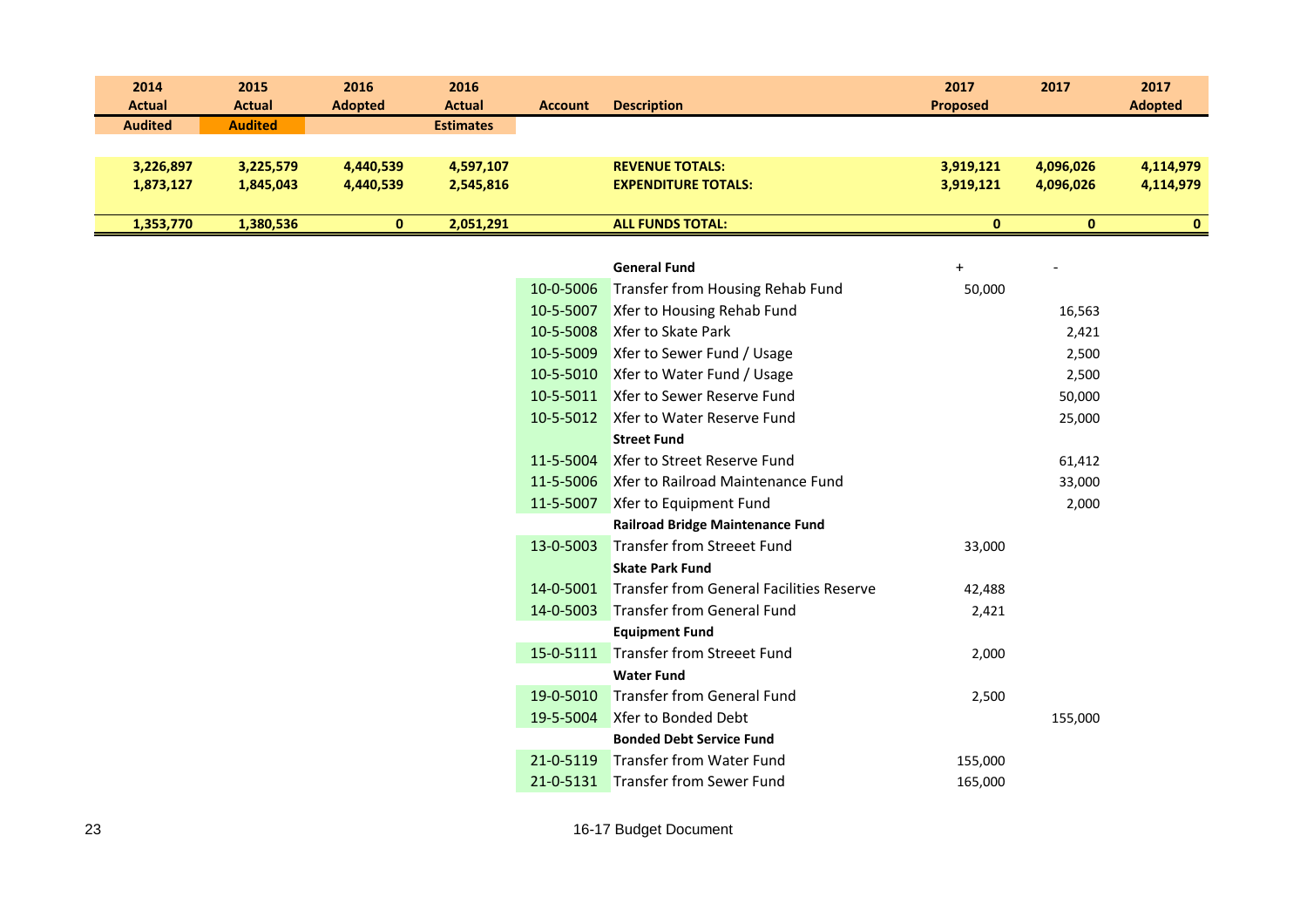| 2014 Actual | 2015 Actual | 2016 Adopted | 2016 Actual | Account | Description | 2017 Proposed | 2017 | 2017 Adopted |
|---|---|---|---|---|---|---|---|---|
| Audited | Audited | | Estimates | | | | | |
| 3,226,897 | 3,225,579 | 4,440,539 | 4,597,107 | | REVENUE TOTALS: | 3,919,121 | 4,096,026 | 4,114,979 |
| 1,873,127 | 1,845,043 | 4,440,539 | 2,545,816 | | EXPENDITURE TOTALS: | 3,919,121 | 4,096,026 | 4,114,979 |
| 1,353,770 | 1,380,536 | 0 | 2,051,291 | | ALL FUNDS TOTAL: | 0 | 0 | 0 |

| Account | Description | + | - |
|---|---|---|---|
| | **General Fund** | | |
| 10-0-5006 | Transfer from Housing Rehab Fund | 50,000 | |
| 10-5-5007 | Xfer to Housing Rehab Fund | | 16,563 |
| 10-5-5008 | Xfer to Skate Park | | 2,421 |
| 10-5-5009 | Xfer to Sewer Fund / Usage | | 2,500 |
| 10-5-5010 | Xfer to Water Fund / Usage | | 2,500 |
| 10-5-5011 | Xfer to Sewer Reserve Fund | | 50,000 |
| 10-5-5012 | Xfer to Water Reserve Fund | | 25,000 |
| | **Street Fund** | | |
| 11-5-5004 | Xfer to Street Reserve Fund | | 61,412 |
| 11-5-5006 | Xfer to Railroad Maintenance Fund | | 33,000 |
| 11-5-5007 | Xfer to Equipment Fund | | 2,000 |
| | **Railroad Bridge Maintenance Fund** | | |
| 13-0-5003 | Transfer from Streeet Fund | 33,000 | |
| | **Skate Park Fund** | | |
| 14-0-5001 | Transfer from General Facilities Reserve | 42,488 | |
| 14-0-5003 | Transfer from General Fund | 2,421 | |
| | **Equipment Fund** | | |
| 15-0-5111 | Transfer from Streeet Fund | 2,000 | |
| | **Water Fund** | | |
| 19-0-5010 | Transfer from General Fund | 2,500 | |
| 19-5-5004 | Xfer to Bonded Debt | | 155,000 |
| | **Bonded Debt Service Fund** | | |
| 21-0-5119 | Transfer from Water Fund | 155,000 | |
| 21-0-5131 | Transfer from Sewer Fund | 165,000 | |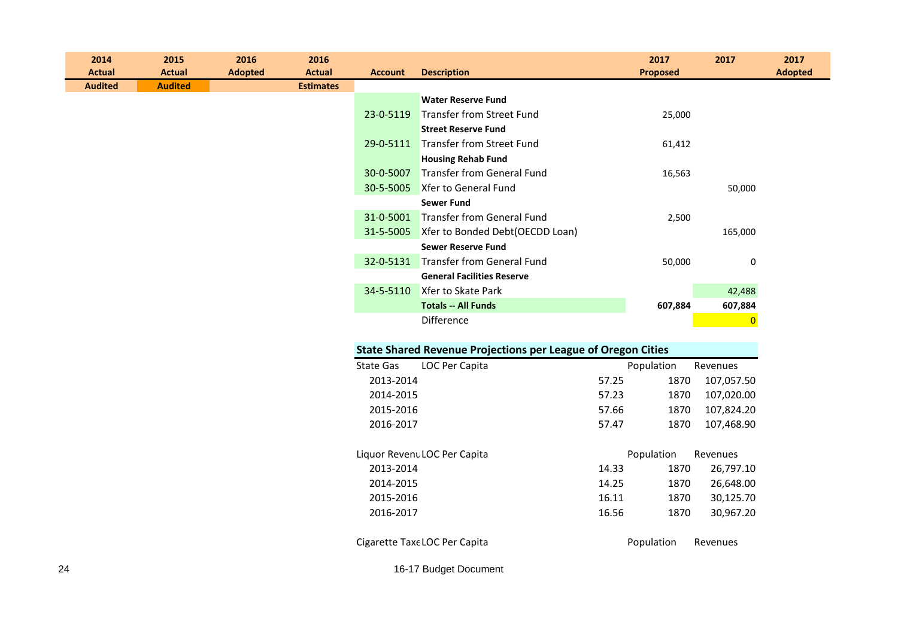| 2014 Actual | 2015 Actual | 2016 Adopted | 2016 Actual | Account | Description | 2017 Proposed | 2017 | 2017 Adopted |
|---|---|---|---|---|---|---|---|---|
| Audited | Audited | | Estimates | | | | | |
| | | | | | **Water Reserve Fund** | | | |
| | | | | 23-0-5119 | Transfer from Street Fund | 25,000 | | |
| | | | | | **Street Reserve Fund** | | | |
| | | | | 29-0-5111 | Transfer from Street Fund | 61,412 | | |
| | | | | | **Housing Rehab Fund** | | | |
| | | | | 30-0-5007 | Transfer from General Fund | 16,563 | | |
| | | | | 30-5-5005 | Xfer to General Fund | | 50,000 | |
| | | | | | **Sewer Fund** | | | |
| | | | | 31-0-5001 | Transfer from General Fund | 2,500 | | |
| | | | | 31-5-5005 | Xfer to Bonded Debt(OECDD Loan) | | 165,000 | |
| | | | | | **Sewer Reserve Fund** | | | |
| | | | | 32-0-5131 | Transfer from General Fund | 50,000 | 0 | |
| | | | | | **General Facilities Reserve** | | | |
| | | | | 34-5-5110 | Xfer to Skate Park | | 42,488 | |
| | | | | | **Totals -- All Funds** | **607,884** | **607,884** | |
| | | | | | Difference | | 0 | |

## State Shared Revenue Projections per League of Oregon Cities

| State Gas | LOC Per Capita | | Population | Revenues |
|---|---|---|---|---|
| 2013-2014 | | 57.25 | 1870 | 107,057.50 |
| 2014-2015 | | 57.23 | 1870 | 107,020.00 |
| 2015-2016 | | 57.66 | 1870 | 107,824.20 |
| 2016-2017 | | 57.47 | 1870 | 107,468.90 |

| Liquor Revenu | LOC Per Capita | | Population | Revenues |
|---|---|---|---|---|
| 2013-2014 | | 14.33 | 1870 | 26,797.10 |
| 2014-2015 | | 14.25 | 1870 | 26,648.00 |
| 2015-2016 | | 16.11 | 1870 | 30,125.70 |
| 2016-2017 | | 16.56 | 1870 | 30,967.20 |

| Cigarette Taxe | LOC Per Capita | | Population | Revenues |
|---|---|---|---|---|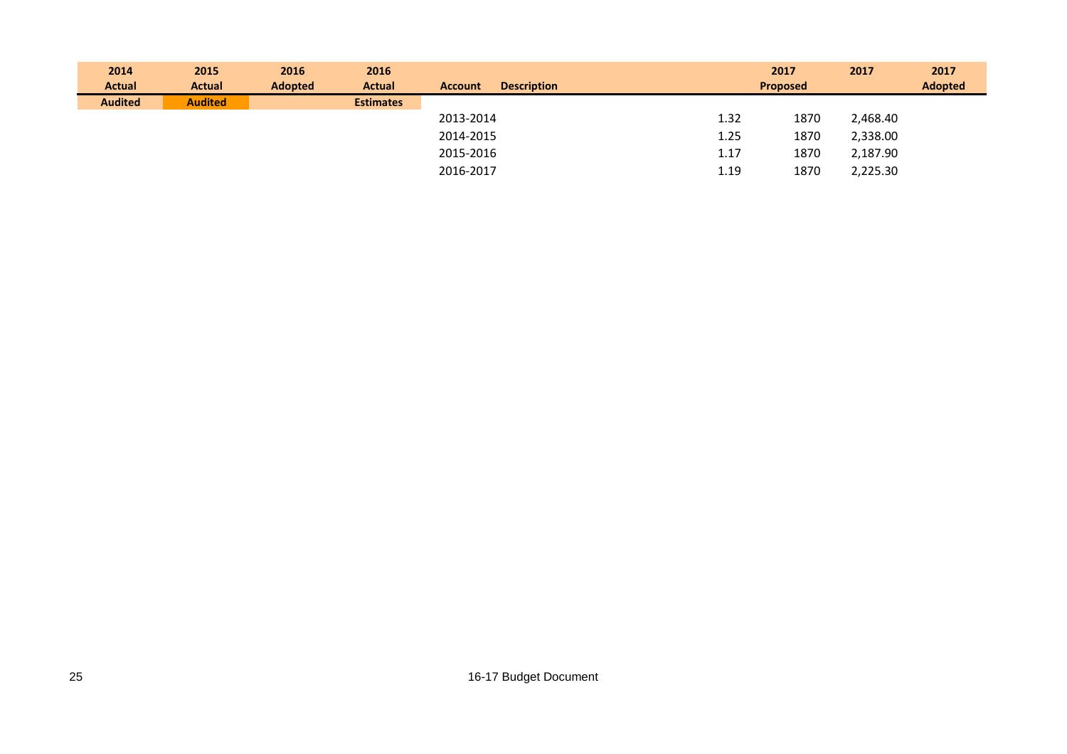| 2014 Actual Audited | 2015 Actual Audited | 2016 Adopted | 2016 Actual Estimates | Account | Description | 2017 Proposed | 2017 | 2017 Adopted |
|---|---|---|---|---|---|---|---|---|
| | | | | 2013-2014 | 1.32 | 1870 | 2,468.40 | |
| | | | | 2014-2015 | 1.25 | 1870 | 2,338.00 | |
| | | | | 2015-2016 | 1.17 | 1870 | 2,187.90 | |
| | | | | 2016-2017 | 1.19 | 1870 | 2,225.30 | |